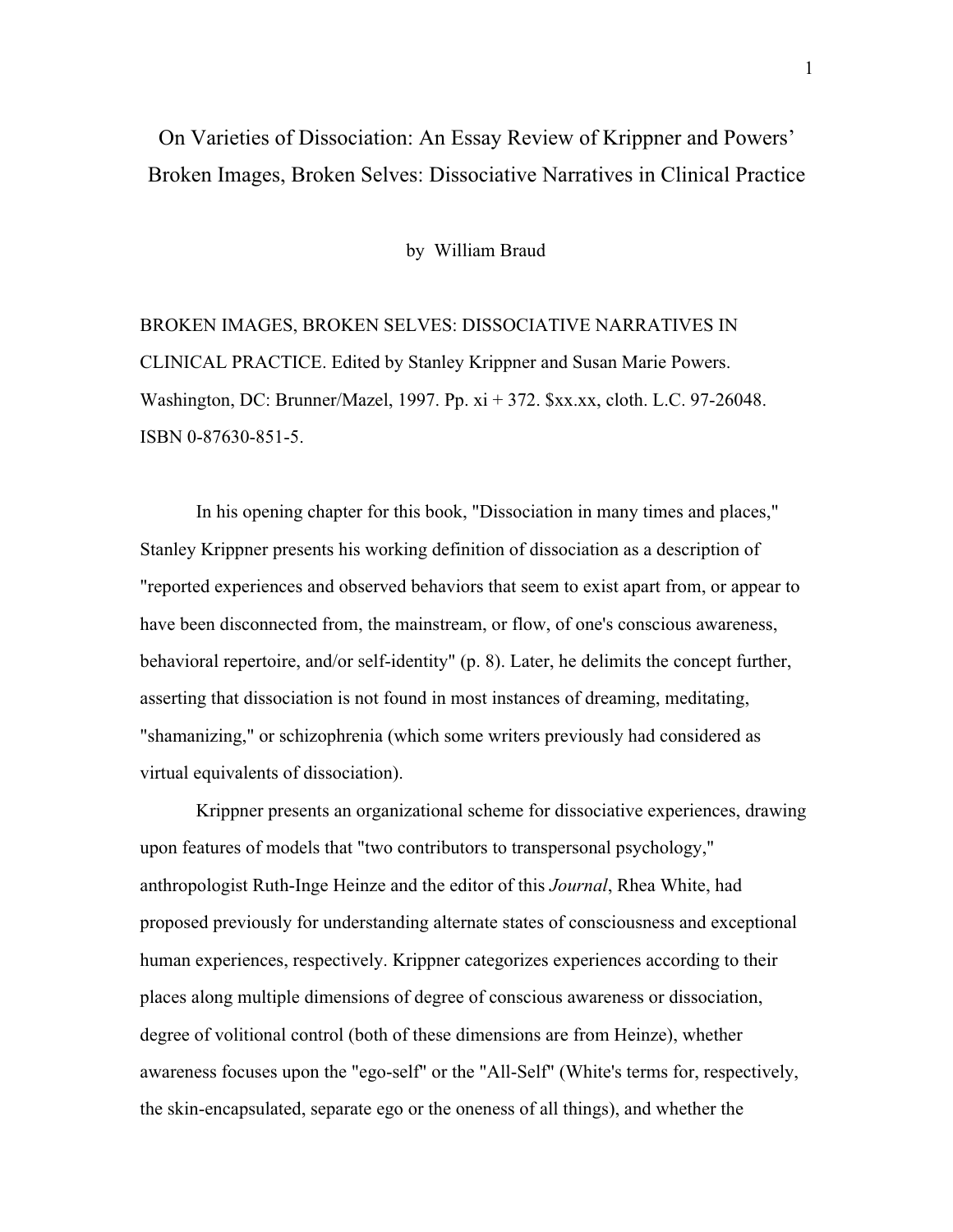# On Varieties of Dissociation: An Essay Review of Krippner and Powers' Broken Images, Broken Selves: Dissociative Narratives in Clinical Practice

by William Braud

BROKEN IMAGES, BROKEN SELVES: DISSOCIATIVE NARRATIVES IN CLINICAL PRACTICE. Edited by Stanley Krippner and Susan Marie Powers. Washington, DC: Brunner/Mazel, 1997. Pp. xi + 372. $xx.xx, cloth. L.C. 97-26048. ISBN 0-87630-851-5.

In his opening chapter for this book, "Dissociation in many times and places," Stanley Krippner presents his working definition of dissociation as a description of "reported experiences and observed behaviors that seem to exist apart from, or appear to have been disconnected from, the mainstream, or flow, of one's conscious awareness, behavioral repertoire, and/or self-identity" (p. 8). Later, he delimits the concept further, asserting that dissociation is not found in most instances of dreaming, meditating, "shamanizing," or schizophrenia (which some writers previously had considered as virtual equivalents of dissociation).

Krippner presents an organizational scheme for dissociative experiences, drawing upon features of models that "two contributors to transpersonal psychology," anthropologist Ruth-Inge Heinze and the editor of this *Journal*, Rhea White, had proposed previously for understanding alternate states of consciousness and exceptional human experiences, respectively. Krippner categorizes experiences according to their places along multiple dimensions of degree of conscious awareness or dissociation, degree of volitional control (both of these dimensions are from Heinze), whether awareness focuses upon the "ego-self" or the "All-Self" (White's terms for, respectively, the skin-encapsulated, separate ego or the oneness of all things), and whether the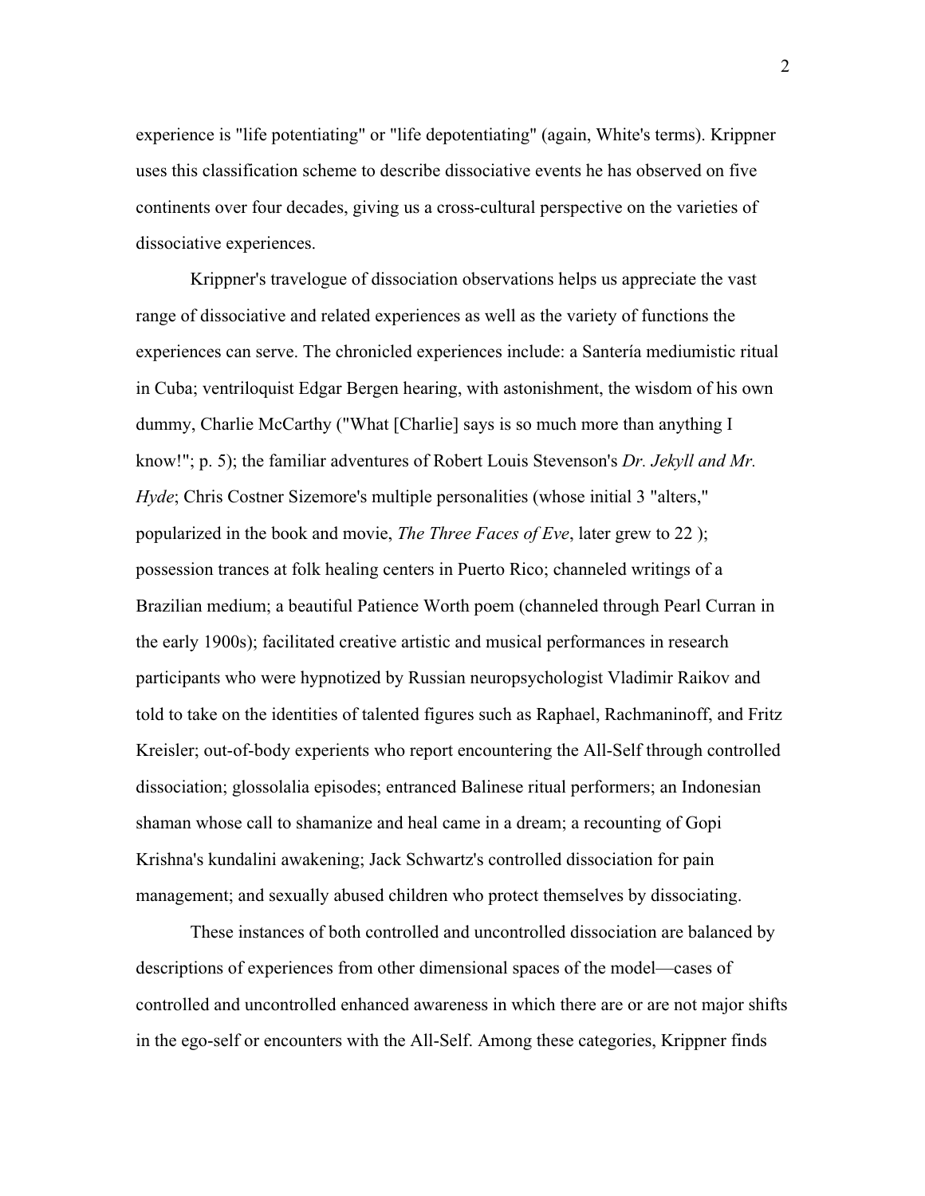experience is "life potentiating" or "life depotentiating" (again, White's terms). Krippner uses this classification scheme to describe dissociative events he has observed on five continents over four decades, giving us a cross-cultural perspective on the varieties of dissociative experiences.

Krippner's travelogue of dissociation observations helps us appreciate the vast range of dissociative and related experiences as well as the variety of functions the experiences can serve. The chronicled experiences include: a Santería mediumistic ritual in Cuba; ventriloquist Edgar Bergen hearing, with astonishment, the wisdom of his own dummy, Charlie McCarthy ("What [Charlie] says is so much more than anything I know!"; p. 5); the familiar adventures of Robert Louis Stevenson's *Dr. Jekyll and Mr. Hyde*; Chris Costner Sizemore's multiple personalities (whose initial 3 "alters," popularized in the book and movie, *The Three Faces of Eve*, later grew to 22 ); possession trances at folk healing centers in Puerto Rico; channeled writings of a Brazilian medium; a beautiful Patience Worth poem (channeled through Pearl Curran in the early 1900s); facilitated creative artistic and musical performances in research participants who were hypnotized by Russian neuropsychologist Vladimir Raikov and told to take on the identities of talented figures such as Raphael, Rachmaninoff, and Fritz Kreisler; out-of-body experients who report encountering the All-Self through controlled dissociation; glossolalia episodes; entranced Balinese ritual performers; an Indonesian shaman whose call to shamanize and heal came in a dream; a recounting of Gopi Krishna's kundalini awakening; Jack Schwartz's controlled dissociation for pain management; and sexually abused children who protect themselves by dissociating.

These instances of both controlled and uncontrolled dissociation are balanced by descriptions of experiences from other dimensional spaces of the model—cases of controlled and uncontrolled enhanced awareness in which there are or are not major shifts in the ego-self or encounters with the All-Self. Among these categories, Krippner finds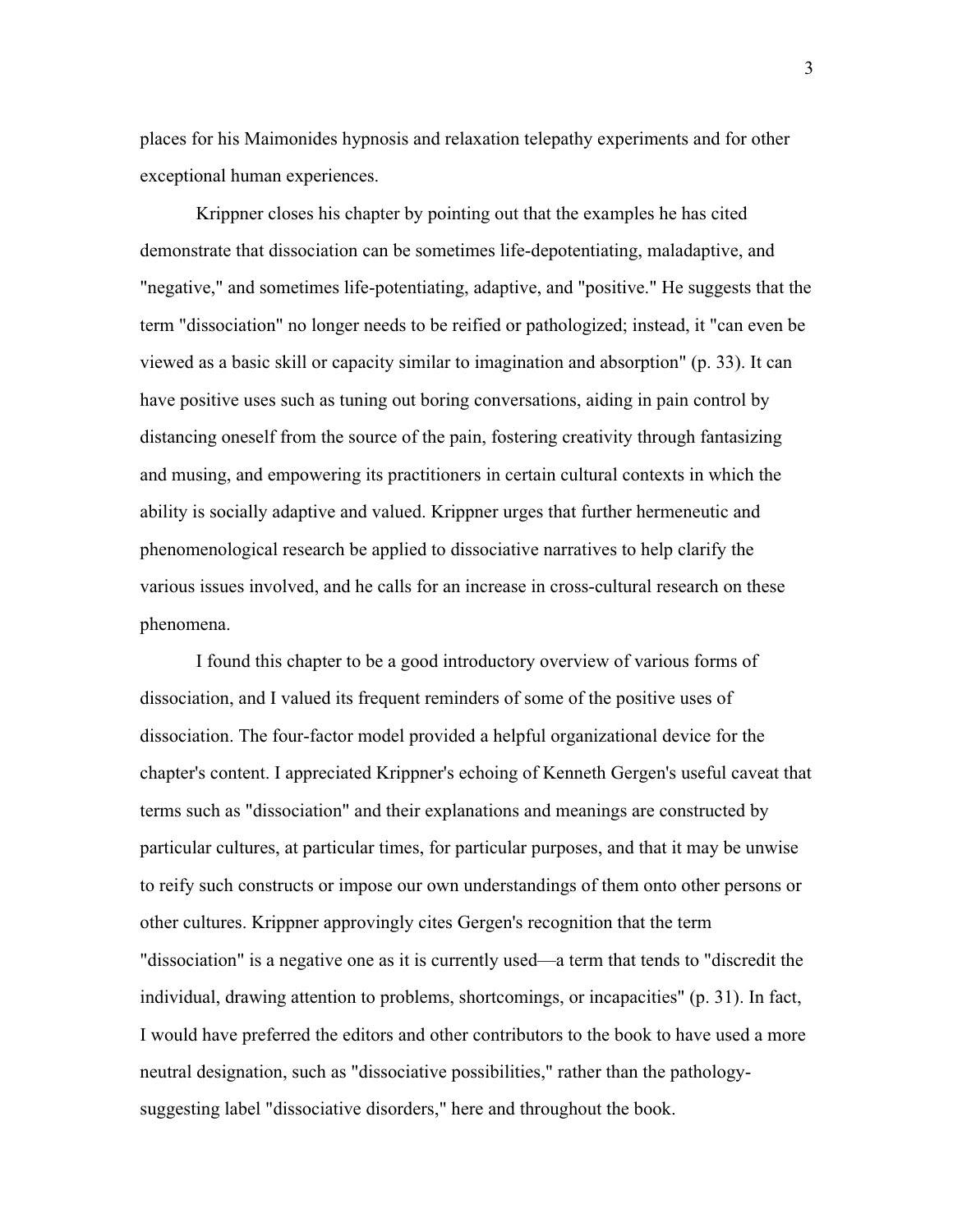places for his Maimonides hypnosis and relaxation telepathy experiments and for other exceptional human experiences.

Krippner closes his chapter by pointing out that the examples he has cited demonstrate that dissociation can be sometimes life-depotentiating, maladaptive, and "negative," and sometimes life-potentiating, adaptive, and "positive." He suggests that the term "dissociation" no longer needs to be reified or pathologized; instead, it "can even be viewed as a basic skill or capacity similar to imagination and absorption" (p. 33). It can have positive uses such as tuning out boring conversations, aiding in pain control by distancing oneself from the source of the pain, fostering creativity through fantasizing and musing, and empowering its practitioners in certain cultural contexts in which the ability is socially adaptive and valued. Krippner urges that further hermeneutic and phenomenological research be applied to dissociative narratives to help clarify the various issues involved, and he calls for an increase in cross-cultural research on these phenomena.

I found this chapter to be a good introductory overview of various forms of dissociation, and I valued its frequent reminders of some of the positive uses of dissociation. The four-factor model provided a helpful organizational device for the chapter's content. I appreciated Krippner's echoing of Kenneth Gergen's useful caveat that terms such as "dissociation" and their explanations and meanings are constructed by particular cultures, at particular times, for particular purposes, and that it may be unwise to reify such constructs or impose our own understandings of them onto other persons or other cultures. Krippner approvingly cites Gergen's recognition that the term "dissociation" is a negative one as it is currently used—a term that tends to "discredit the individual, drawing attention to problems, shortcomings, or incapacities" (p. 31). In fact, I would have preferred the editors and other contributors to the book to have used a more neutral designation, such as "dissociative possibilities," rather than the pathology-suggesting label "dissociative disorders," here and throughout the book.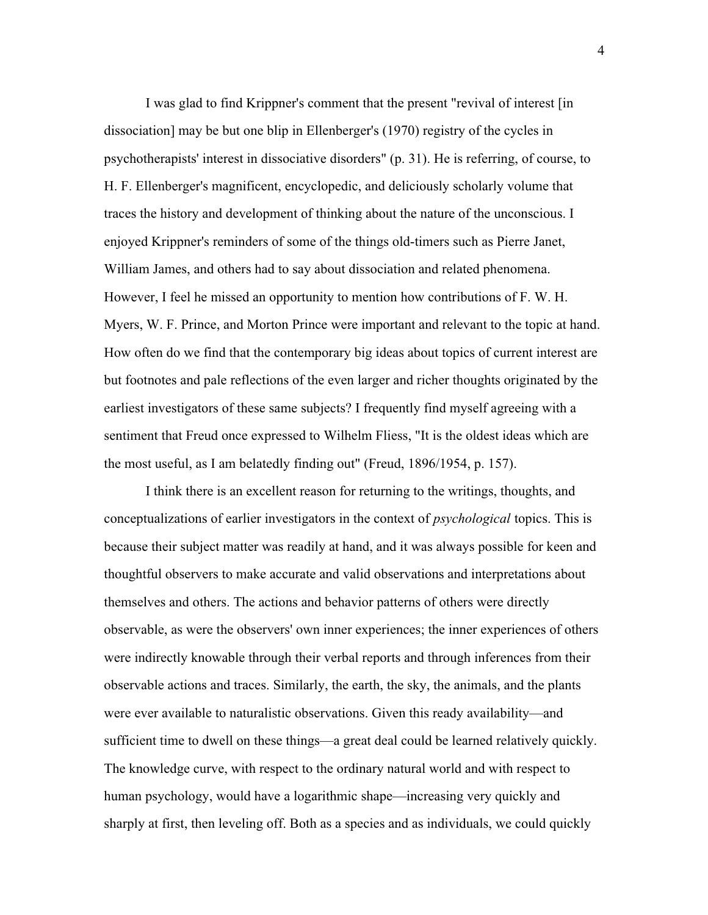I was glad to find Krippner's comment that the present "revival of interest [in dissociation] may be but one blip in Ellenberger's (1970) registry of the cycles in psychotherapists' interest in dissociative disorders" (p. 31). He is referring, of course, to H. F. Ellenberger's magnificent, encyclopedic, and deliciously scholarly volume that traces the history and development of thinking about the nature of the unconscious. I enjoyed Krippner's reminders of some of the things old-timers such as Pierre Janet, William James, and others had to say about dissociation and related phenomena. However, I feel he missed an opportunity to mention how contributions of F. W. H. Myers, W. F. Prince, and Morton Prince were important and relevant to the topic at hand. How often do we find that the contemporary big ideas about topics of current interest are but footnotes and pale reflections of the even larger and richer thoughts originated by the earliest investigators of these same subjects? I frequently find myself agreeing with a sentiment that Freud once expressed to Wilhelm Fliess, "It is the oldest ideas which are the most useful, as I am belatedly finding out" (Freud, 1896/1954, p. 157).

I think there is an excellent reason for returning to the writings, thoughts, and conceptualizations of earlier investigators in the context of *psychological* topics. This is because their subject matter was readily at hand, and it was always possible for keen and thoughtful observers to make accurate and valid observations and interpretations about themselves and others. The actions and behavior patterns of others were directly observable, as were the observers' own inner experiences; the inner experiences of others were indirectly knowable through their verbal reports and through inferences from their observable actions and traces. Similarly, the earth, the sky, the animals, and the plants were ever available to naturalistic observations. Given this ready availability—and sufficient time to dwell on these things—a great deal could be learned relatively quickly. The knowledge curve, with respect to the ordinary natural world and with respect to human psychology, would have a logarithmic shape—increasing very quickly and sharply at first, then leveling off. Both as a species and as individuals, we could quickly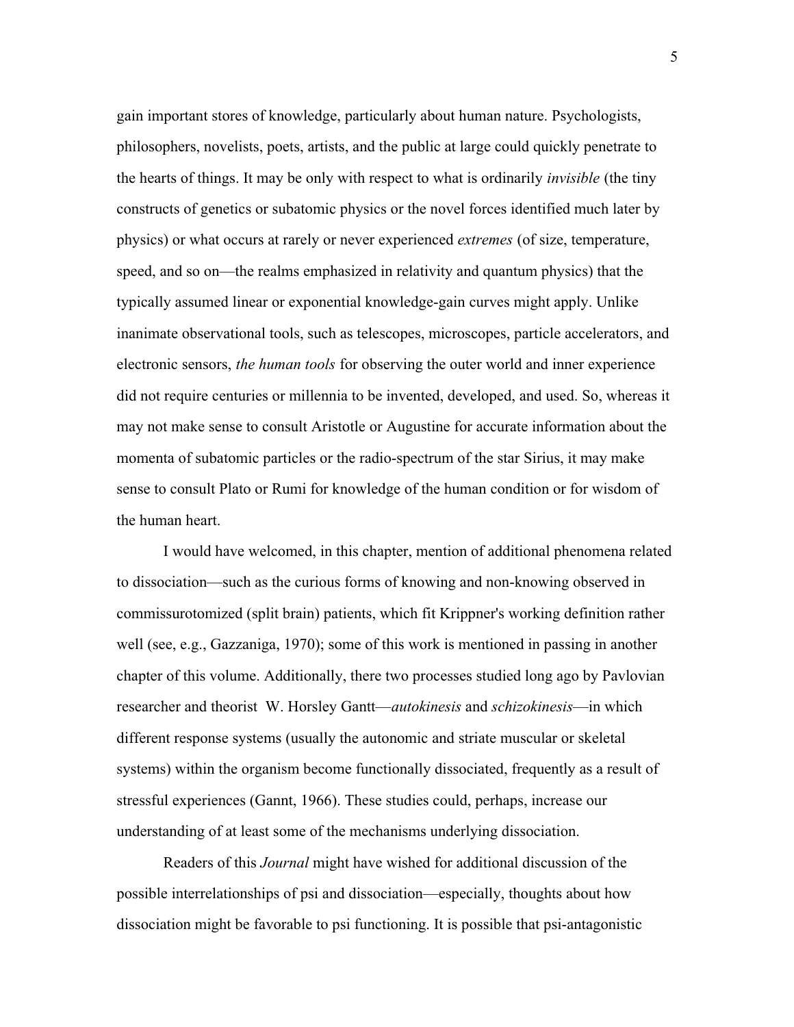gain important stores of knowledge, particularly about human nature. Psychologists, philosophers, novelists, poets, artists, and the public at large could quickly penetrate to the hearts of things. It may be only with respect to what is ordinarily *invisible* (the tiny constructs of genetics or subatomic physics or the novel forces identified much later by physics) or what occurs at rarely or never experienced *extremes* (of size, temperature, speed, and so on—the realms emphasized in relativity and quantum physics) that the typically assumed linear or exponential knowledge-gain curves might apply. Unlike inanimate observational tools, such as telescopes, microscopes, particle accelerators, and electronic sensors, *the human tools* for observing the outer world and inner experience did not require centuries or millennia to be invented, developed, and used. So, whereas it may not make sense to consult Aristotle or Augustine for accurate information about the momenta of subatomic particles or the radio-spectrum of the star Sirius, it may make sense to consult Plato or Rumi for knowledge of the human condition or for wisdom of the human heart.

I would have welcomed, in this chapter, mention of additional phenomena related to dissociation—such as the curious forms of knowing and non-knowing observed in commissurotomized (split brain) patients, which fit Krippner's working definition rather well (see, e.g., Gazzaniga, 1970); some of this work is mentioned in passing in another chapter of this volume. Additionally, there two processes studied long ago by Pavlovian researcher and theorist W. Horsley Gantt—*autokinesis* and *schizokinesis*—in which different response systems (usually the autonomic and striate muscular or skeletal systems) within the organism become functionally dissociated, frequently as a result of stressful experiences (Gannt, 1966). These studies could, perhaps, increase our understanding of at least some of the mechanisms underlying dissociation.

Readers of this *Journal* might have wished for additional discussion of the possible interrelationships of psi and dissociation—especially, thoughts about how dissociation might be favorable to psi functioning. It is possible that psi-antagonistic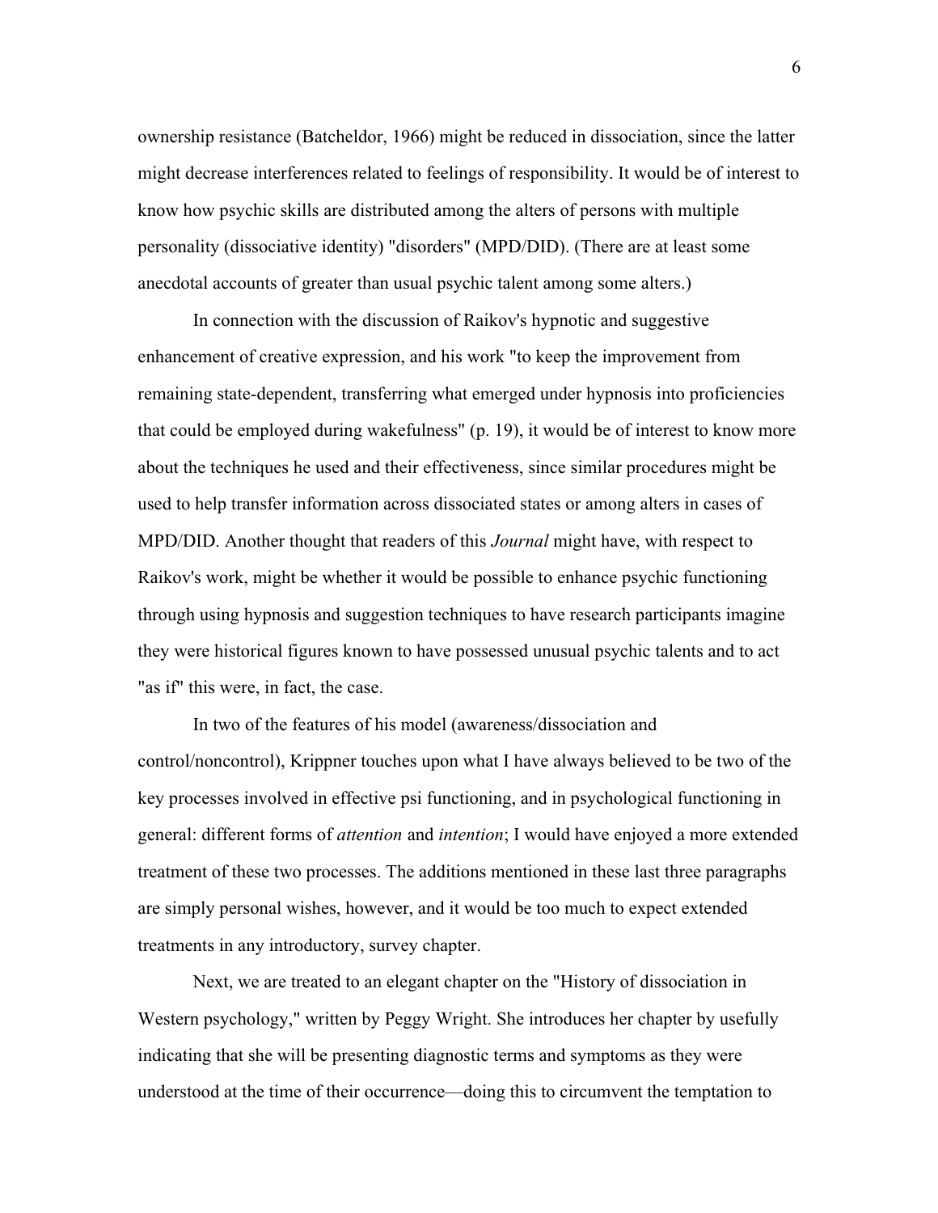ownership resistance (Batcheldor, 1966) might be reduced in dissociation, since the latter might decrease interferences related to feelings of responsibility. It would be of interest to know how psychic skills are distributed among the alters of persons with multiple personality (dissociative identity) "disorders" (MPD/DID). (There are at least some anecdotal accounts of greater than usual psychic talent among some alters.)

In connection with the discussion of Raikov's hypnotic and suggestive enhancement of creative expression, and his work "to keep the improvement from remaining state-dependent, transferring what emerged under hypnosis into proficiencies that could be employed during wakefulness" (p. 19), it would be of interest to know more about the techniques he used and their effectiveness, since similar procedures might be used to help transfer information across dissociated states or among alters in cases of MPD/DID. Another thought that readers of this *Journal* might have, with respect to Raikov's work, might be whether it would be possible to enhance psychic functioning through using hypnosis and suggestion techniques to have research participants imagine they were historical figures known to have possessed unusual psychic talents and to act "as if" this were, in fact, the case.

In two of the features of his model (awareness/dissociation and control/noncontrol), Krippner touches upon what I have always believed to be two of the key processes involved in effective psi functioning, and in psychological functioning in general: different forms of *attention* and *intention*; I would have enjoyed a more extended treatment of these two processes. The additions mentioned in these last three paragraphs are simply personal wishes, however, and it would be too much to expect extended treatments in any introductory, survey chapter.

Next, we are treated to an elegant chapter on the "History of dissociation in Western psychology," written by Peggy Wright. She introduces her chapter by usefully indicating that she will be presenting diagnostic terms and symptoms as they were understood at the time of their occurrence—doing this to circumvent the temptation to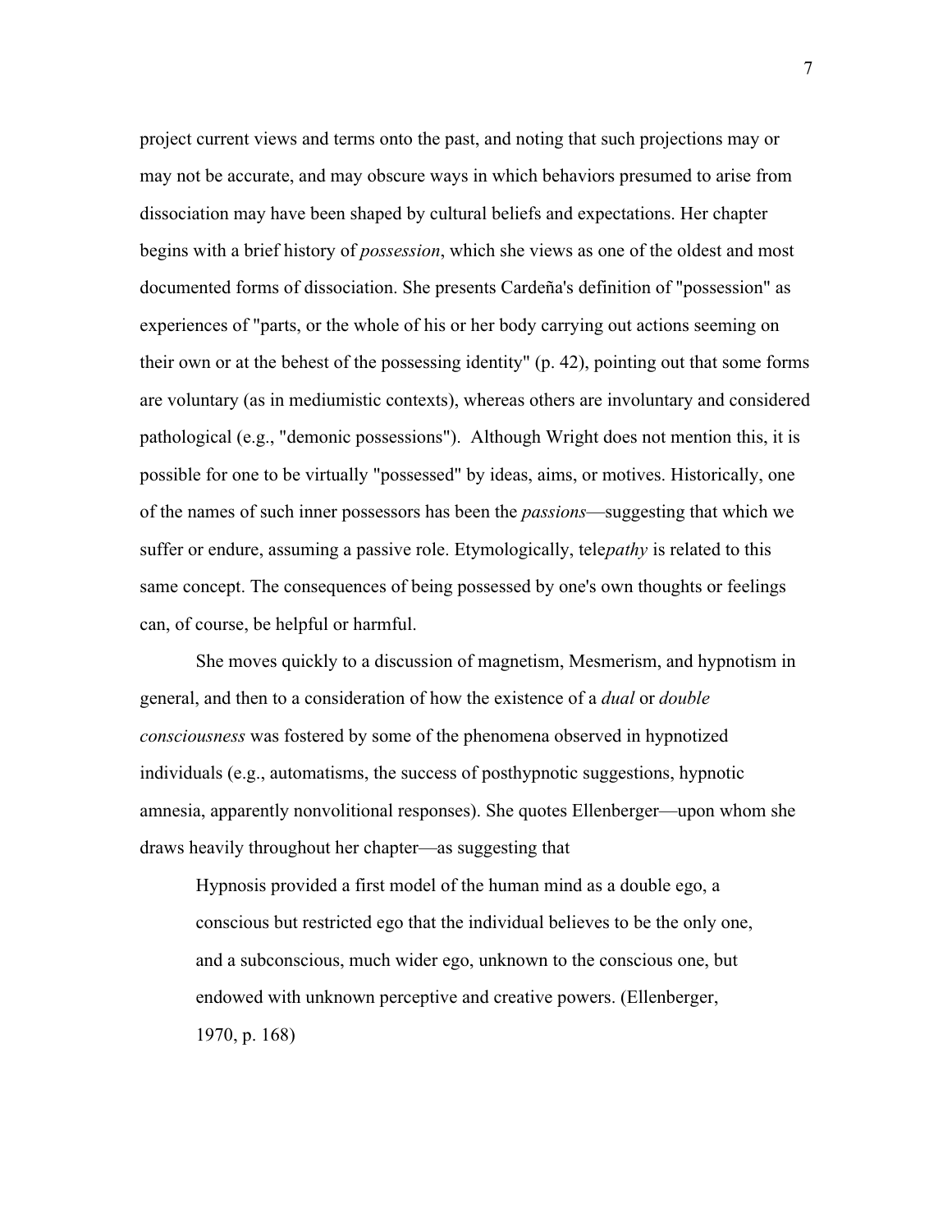project current views and terms onto the past, and noting that such projections may or may not be accurate, and may obscure ways in which behaviors presumed to arise from dissociation may have been shaped by cultural beliefs and expectations. Her chapter begins with a brief history of *possession*, which she views as one of the oldest and most documented forms of dissociation. She presents Cardeña's definition of "possession" as experiences of "parts, or the whole of his or her body carrying out actions seeming on their own or at the behest of the possessing identity" (p. 42), pointing out that some forms are voluntary (as in mediumistic contexts), whereas others are involuntary and considered pathological (e.g., "demonic possessions"). Although Wright does not mention this, it is possible for one to be virtually "possessed" by ideas, aims, or motives. Historically, one of the names of such inner possessors has been the *passions*—suggesting that which we suffer or endure, assuming a passive role. Etymologically, tele*pathy* is related to this same concept. The consequences of being possessed by one's own thoughts or feelings can, of course, be helpful or harmful.

She moves quickly to a discussion of magnetism, Mesmerism, and hypnotism in general, and then to a consideration of how the existence of a *dual* or *double consciousness* was fostered by some of the phenomena observed in hypnotized individuals (e.g., automatisms, the success of posthypnotic suggestions, hypnotic amnesia, apparently nonvolitional responses). She quotes Ellenberger—upon whom she draws heavily throughout her chapter—as suggesting that

> Hypnosis provided a first model of the human mind as a double ego, a conscious but restricted ego that the individual believes to be the only one, and a subconscious, much wider ego, unknown to the conscious one, but endowed with unknown perceptive and creative powers. (Ellenberger, 1970, p. 168)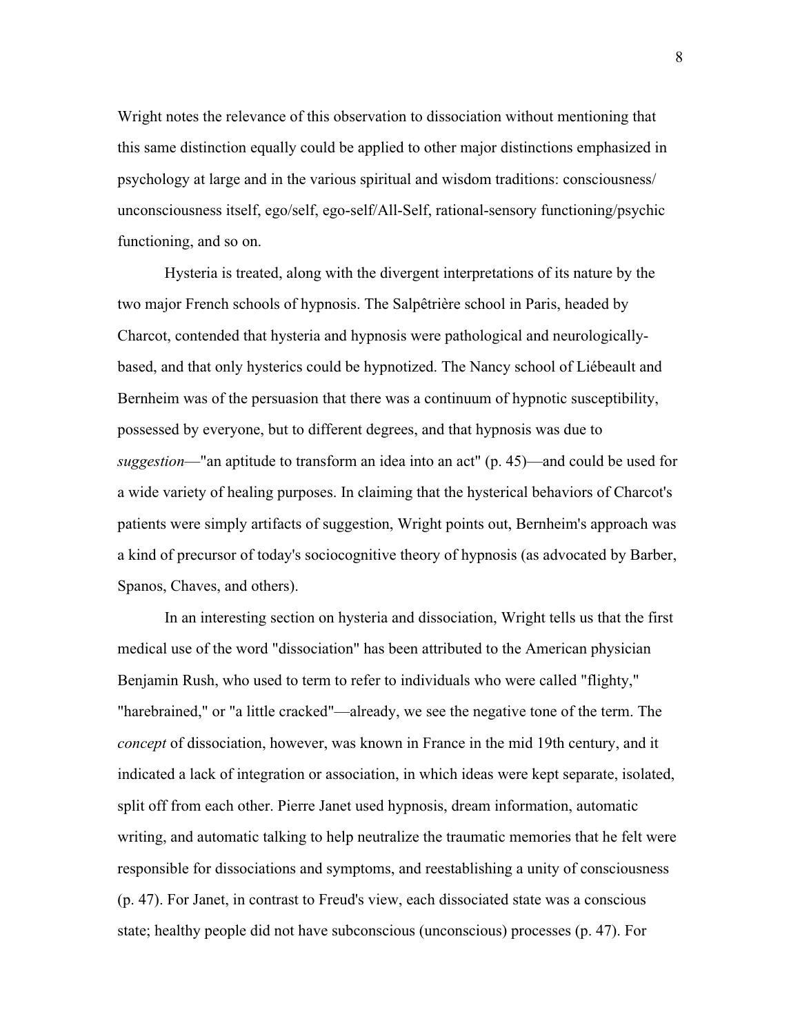Wright notes the relevance of this observation to dissociation without mentioning that this same distinction equally could be applied to other major distinctions emphasized in psychology at large and in the various spiritual and wisdom traditions: consciousness/ unconsciousness itself, ego/self, ego-self/All-Self, rational-sensory functioning/psychic functioning, and so on.

Hysteria is treated, along with the divergent interpretations of its nature by the two major French schools of hypnosis. The Salpêtrière school in Paris, headed by Charcot, contended that hysteria and hypnosis were pathological and neurologically-based, and that only hysterics could be hypnotized. The Nancy school of Liébeault and Bernheim was of the persuasion that there was a continuum of hypnotic susceptibility, possessed by everyone, but to different degrees, and that hypnosis was due to *suggestion*—"an aptitude to transform an idea into an act" (p. 45)—and could be used for a wide variety of healing purposes. In claiming that the hysterical behaviors of Charcot's patients were simply artifacts of suggestion, Wright points out, Bernheim's approach was a kind of precursor of today's sociocognitive theory of hypnosis (as advocated by Barber, Spanos, Chaves, and others).

In an interesting section on hysteria and dissociation, Wright tells us that the first medical use of the word "dissociation" has been attributed to the American physician Benjamin Rush, who used to term to refer to individuals who were called "flighty," "harebrained," or "a little cracked"—already, we see the negative tone of the term. The *concept* of dissociation, however, was known in France in the mid 19th century, and it indicated a lack of integration or association, in which ideas were kept separate, isolated, split off from each other. Pierre Janet used hypnosis, dream information, automatic writing, and automatic talking to help neutralize the traumatic memories that he felt were responsible for dissociations and symptoms, and reestablishing a unity of consciousness (p. 47). For Janet, in contrast to Freud's view, each dissociated state was a conscious state; healthy people did not have subconscious (unconscious) processes (p. 47). For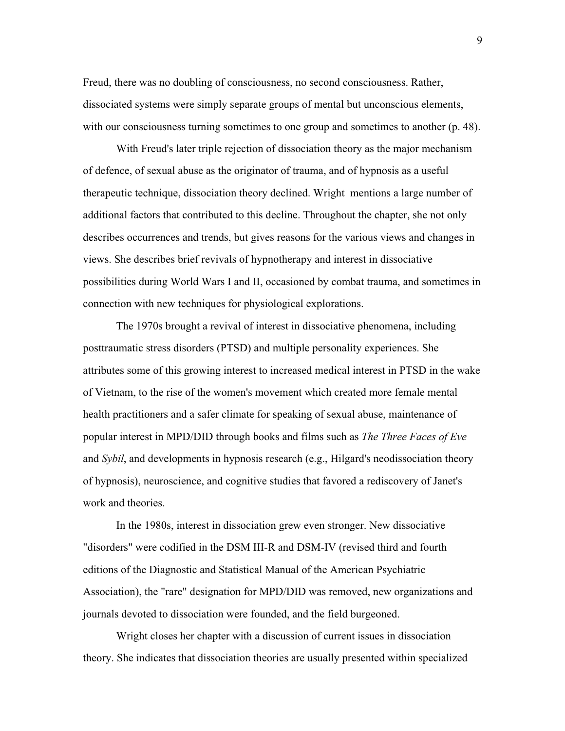Freud, there was no doubling of consciousness, no second consciousness. Rather, dissociated systems were simply separate groups of mental but unconscious elements, with our consciousness turning sometimes to one group and sometimes to another (p. 48).

With Freud's later triple rejection of dissociation theory as the major mechanism of defence, of sexual abuse as the originator of trauma, and of hypnosis as a useful therapeutic technique, dissociation theory declined. Wright mentions a large number of additional factors that contributed to this decline. Throughout the chapter, she not only describes occurrences and trends, but gives reasons for the various views and changes in views. She describes brief revivals of hypnotherapy and interest in dissociative possibilities during World Wars I and II, occasioned by combat trauma, and sometimes in connection with new techniques for physiological explorations.

The 1970s brought a revival of interest in dissociative phenomena, including posttraumatic stress disorders (PTSD) and multiple personality experiences. She attributes some of this growing interest to increased medical interest in PTSD in the wake of Vietnam, to the rise of the women's movement which created more female mental health practitioners and a safer climate for speaking of sexual abuse, maintenance of popular interest in MPD/DID through books and films such as *The Three Faces of Eve* and *Sybil*, and developments in hypnosis research (e.g., Hilgard's neodissociation theory of hypnosis), neuroscience, and cognitive studies that favored a rediscovery of Janet's work and theories.

In the 1980s, interest in dissociation grew even stronger. New dissociative "disorders" were codified in the DSM III-R and DSM-IV (revised third and fourth editions of the Diagnostic and Statistical Manual of the American Psychiatric Association), the "rare" designation for MPD/DID was removed, new organizations and journals devoted to dissociation were founded, and the field burgeoned.

Wright closes her chapter with a discussion of current issues in dissociation theory. She indicates that dissociation theories are usually presented within specialized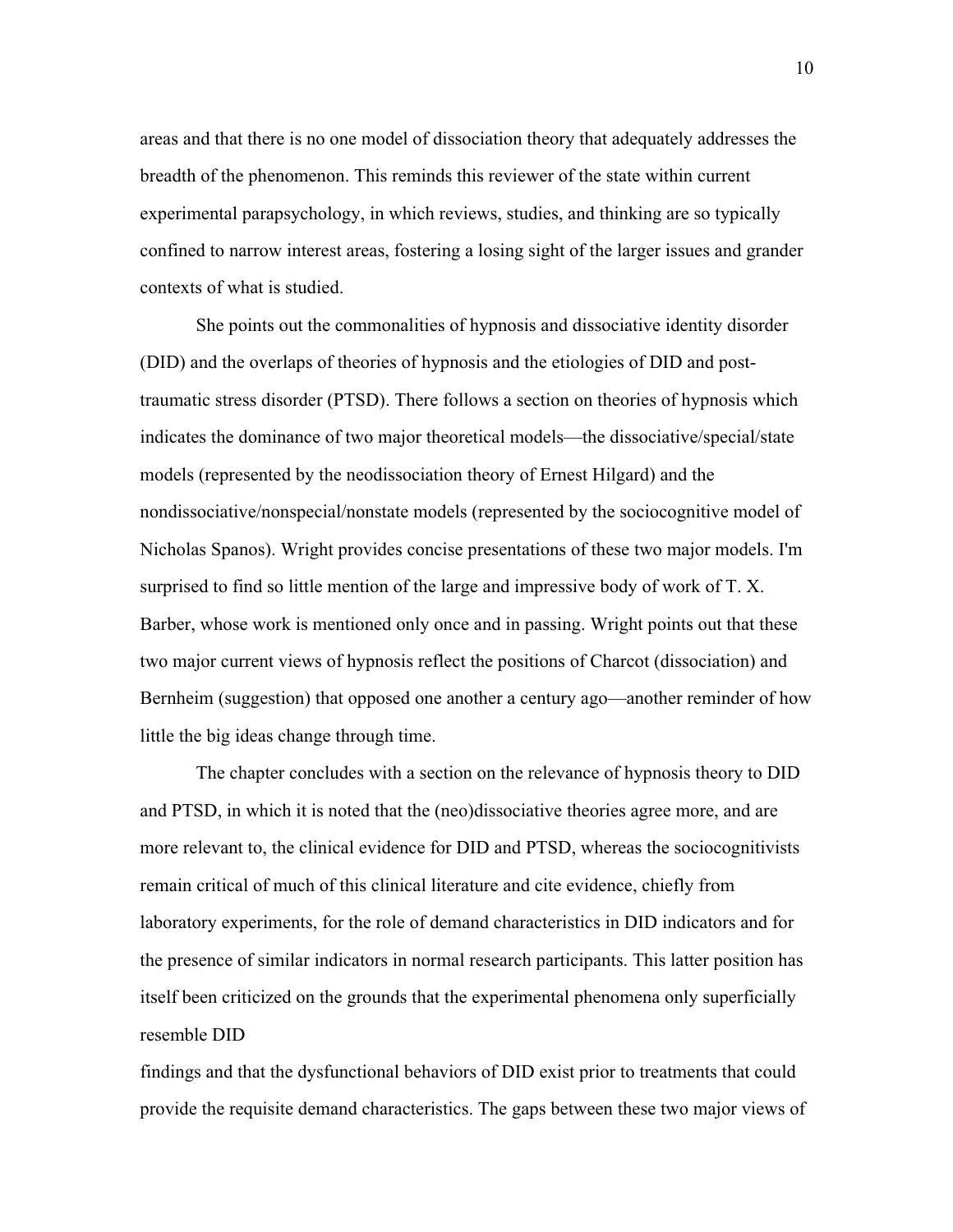areas and that there is no one model of dissociation theory that adequately addresses the breadth of the phenomenon. This reminds this reviewer of the state within current experimental parapsychology, in which reviews, studies, and thinking are so typically confined to narrow interest areas, fostering a losing sight of the larger issues and grander contexts of what is studied.

She points out the commonalities of hypnosis and dissociative identity disorder (DID) and the overlaps of theories of hypnosis and the etiologies of DID and post-traumatic stress disorder (PTSD). There follows a section on theories of hypnosis which indicates the dominance of two major theoretical models—the dissociative/special/state models (represented by the neodissociation theory of Ernest Hilgard) and the nondissociative/nonspecial/nonstate models (represented by the sociocognitive model of Nicholas Spanos). Wright provides concise presentations of these two major models. I'm surprised to find so little mention of the large and impressive body of work of T. X. Barber, whose work is mentioned only once and in passing. Wright points out that these two major current views of hypnosis reflect the positions of Charcot (dissociation) and Bernheim (suggestion) that opposed one another a century ago—another reminder of how little the big ideas change through time.

The chapter concludes with a section on the relevance of hypnosis theory to DID and PTSD, in which it is noted that the (neo)dissociative theories agree more, and are more relevant to, the clinical evidence for DID and PTSD, whereas the sociocognitivists remain critical of much of this clinical literature and cite evidence, chiefly from laboratory experiments, for the role of demand characteristics in DID indicators and for the presence of similar indicators in normal research participants. This latter position has itself been criticized on the grounds that the experimental phenomena only superficially resemble DID findings and that the dysfunctional behaviors of DID exist prior to treatments that could provide the requisite demand characteristics. The gaps between these two major views of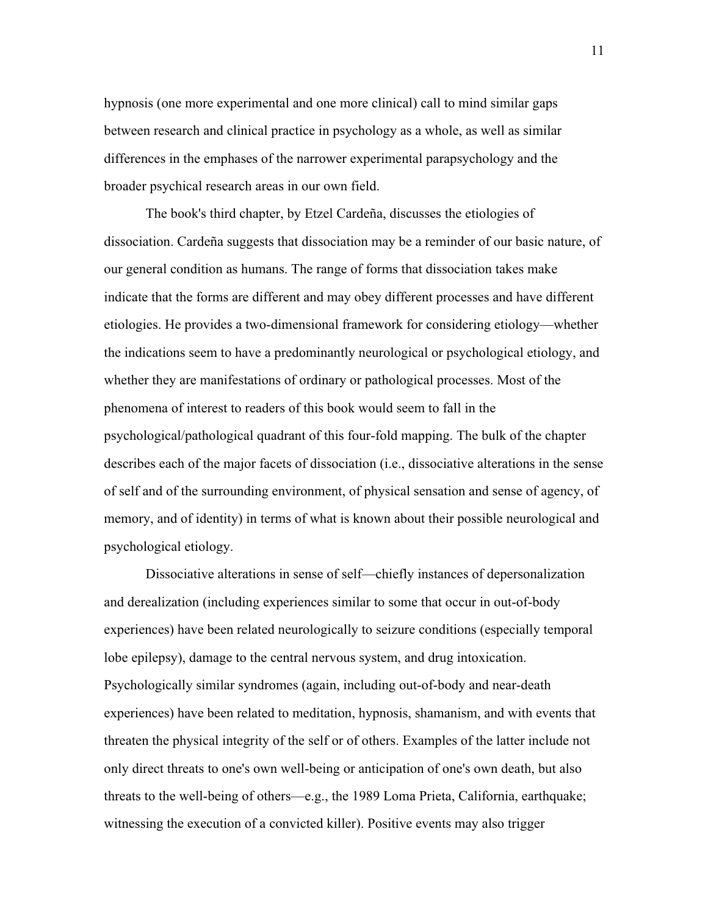hypnosis (one more experimental and one more clinical) call to mind similar gaps between research and clinical practice in psychology as a whole, as well as similar differences in the emphases of the narrower experimental parapsychology and the broader psychical research areas in our own field.

The book's third chapter, by Etzel Cardeña, discusses the etiologies of dissociation. Cardeña suggests that dissociation may be a reminder of our basic nature, of our general condition as humans. The range of forms that dissociation takes make indicate that the forms are different and may obey different processes and have different etiologies. He provides a two-dimensional framework for considering etiology—whether the indications seem to have a predominantly neurological or psychological etiology, and whether they are manifestations of ordinary or pathological processes. Most of the phenomena of interest to readers of this book would seem to fall in the psychological/pathological quadrant of this four-fold mapping. The bulk of the chapter describes each of the major facets of dissociation (i.e., dissociative alterations in the sense of self and of the surrounding environment, of physical sensation and sense of agency, of memory, and of identity) in terms of what is known about their possible neurological and psychological etiology.

Dissociative alterations in sense of self—chiefly instances of depersonalization and derealization (including experiences similar to some that occur in out-of-body experiences) have been related neurologically to seizure conditions (especially temporal lobe epilepsy), damage to the central nervous system, and drug intoxication. Psychologically similar syndromes (again, including out-of-body and near-death experiences) have been related to meditation, hypnosis, shamanism, and with events that threaten the physical integrity of the self or of others. Examples of the latter include not only direct threats to one's own well-being or anticipation of one's own death, but also threats to the well-being of others—e.g., the 1989 Loma Prieta, California, earthquake; witnessing the execution of a convicted killer). Positive events may also trigger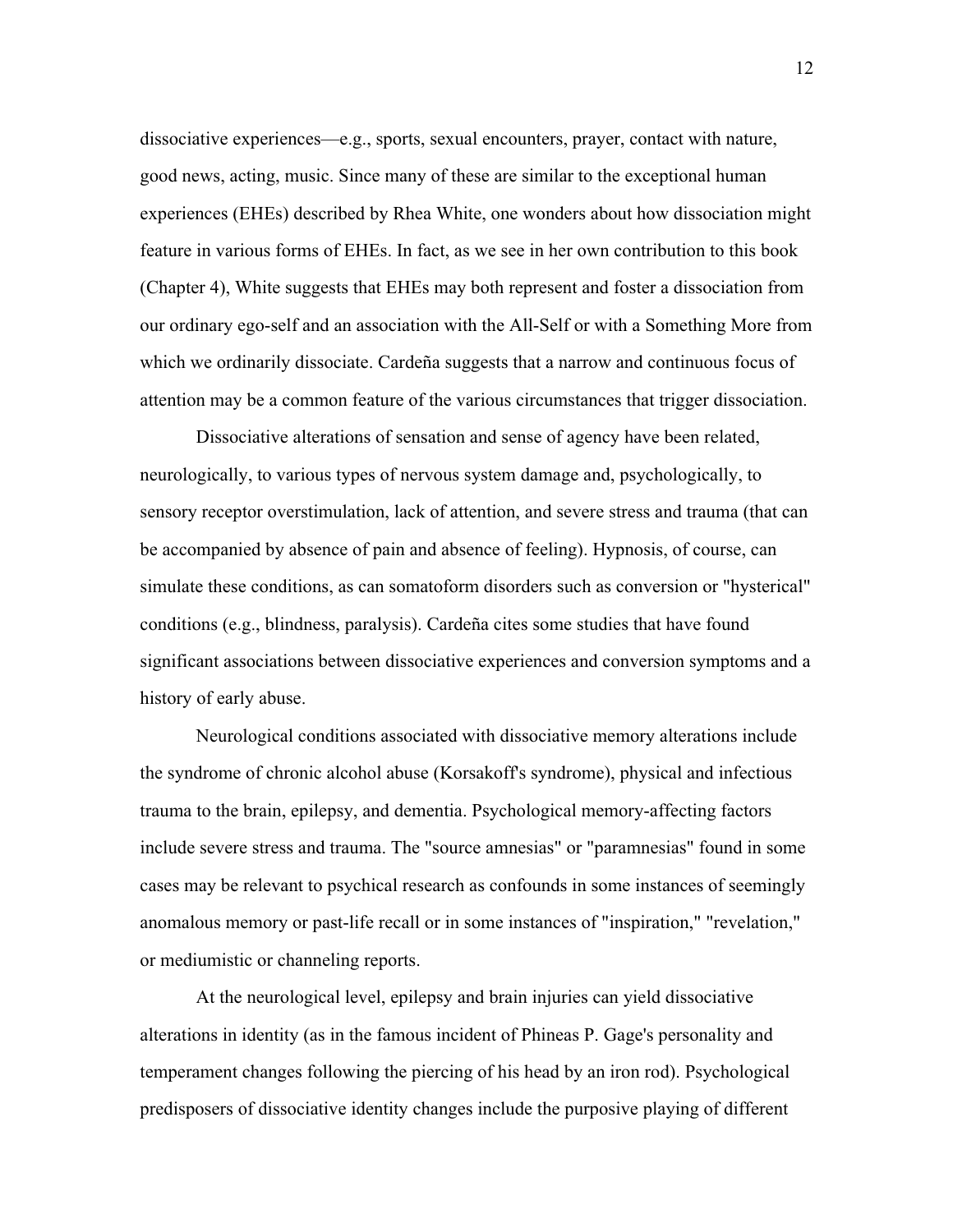dissociative experiences—e.g., sports, sexual encounters, prayer, contact with nature, good news, acting, music. Since many of these are similar to the exceptional human experiences (EHEs) described by Rhea White, one wonders about how dissociation might feature in various forms of EHEs. In fact, as we see in her own contribution to this book (Chapter 4), White suggests that EHEs may both represent and foster a dissociation from our ordinary ego-self and an association with the All-Self or with a Something More from which we ordinarily dissociate. Cardeña suggests that a narrow and continuous focus of attention may be a common feature of the various circumstances that trigger dissociation.

Dissociative alterations of sensation and sense of agency have been related, neurologically, to various types of nervous system damage and, psychologically, to sensory receptor overstimulation, lack of attention, and severe stress and trauma (that can be accompanied by absence of pain and absence of feeling). Hypnosis, of course, can simulate these conditions, as can somatoform disorders such as conversion or "hysterical" conditions (e.g., blindness, paralysis). Cardeña cites some studies that have found significant associations between dissociative experiences and conversion symptoms and a history of early abuse.

Neurological conditions associated with dissociative memory alterations include the syndrome of chronic alcohol abuse (Korsakoff's syndrome), physical and infectious trauma to the brain, epilepsy, and dementia. Psychological memory-affecting factors include severe stress and trauma. The "source amnesias" or "paramnesias" found in some cases may be relevant to psychical research as confounds in some instances of seemingly anomalous memory or past-life recall or in some instances of "inspiration," "revelation," or mediumistic or channeling reports.

At the neurological level, epilepsy and brain injuries can yield dissociative alterations in identity (as in the famous incident of Phineas P. Gage's personality and temperament changes following the piercing of his head by an iron rod). Psychological predisposers of dissociative identity changes include the purposive playing of different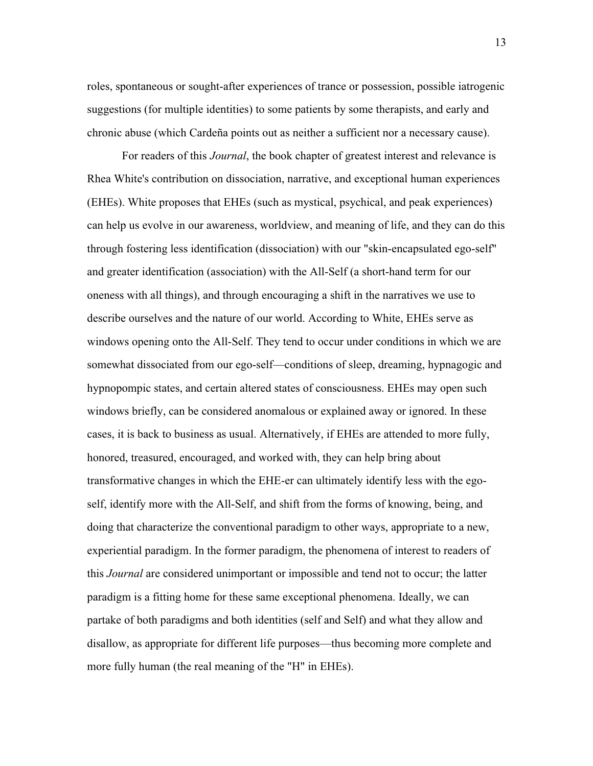roles, spontaneous or sought-after experiences of trance or possession, possible iatrogenic suggestions (for multiple identities) to some patients by some therapists, and early and chronic abuse (which Cardeña points out as neither a sufficient nor a necessary cause).

For readers of this *Journal*, the book chapter of greatest interest and relevance is Rhea White's contribution on dissociation, narrative, and exceptional human experiences (EHEs). White proposes that EHEs (such as mystical, psychical, and peak experiences) can help us evolve in our awareness, worldview, and meaning of life, and they can do this through fostering less identification (dissociation) with our "skin-encapsulated ego-self" and greater identification (association) with the All-Self (a short-hand term for our oneness with all things), and through encouraging a shift in the narratives we use to describe ourselves and the nature of our world. According to White, EHEs serve as windows opening onto the All-Self. They tend to occur under conditions in which we are somewhat dissociated from our ego-self—conditions of sleep, dreaming, hypnagogic and hypnopompic states, and certain altered states of consciousness. EHEs may open such windows briefly, can be considered anomalous or explained away or ignored. In these cases, it is back to business as usual. Alternatively, if EHEs are attended to more fully, honored, treasured, encouraged, and worked with, they can help bring about transformative changes in which the EHE-er can ultimately identify less with the ego-self, identify more with the All-Self, and shift from the forms of knowing, being, and doing that characterize the conventional paradigm to other ways, appropriate to a new, experiential paradigm. In the former paradigm, the phenomena of interest to readers of this *Journal* are considered unimportant or impossible and tend not to occur; the latter paradigm is a fitting home for these same exceptional phenomena. Ideally, we can partake of both paradigms and both identities (self and Self) and what they allow and disallow, as appropriate for different life purposes—thus becoming more complete and more fully human (the real meaning of the "H" in EHEs).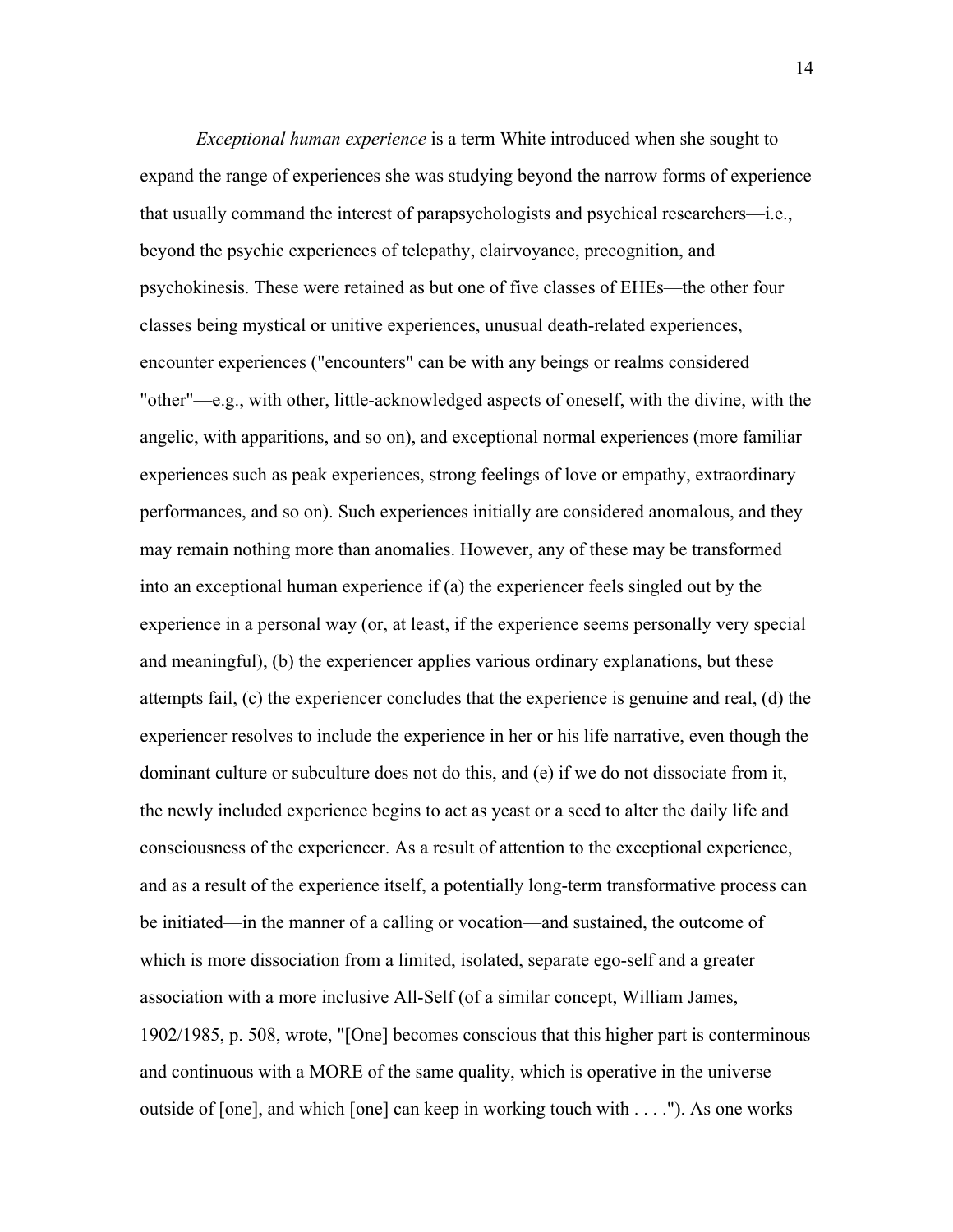*Exceptional human experience* is a term White introduced when she sought to expand the range of experiences she was studying beyond the narrow forms of experience that usually command the interest of parapsychologists and psychical researchers—i.e., beyond the psychic experiences of telepathy, clairvoyance, precognition, and psychokinesis. These were retained as but one of five classes of EHEs—the other four classes being mystical or unitive experiences, unusual death-related experiences, encounter experiences ("encounters" can be with any beings or realms considered "other"—e.g., with other, little-acknowledged aspects of oneself, with the divine, with the angelic, with apparitions, and so on), and exceptional normal experiences (more familiar experiences such as peak experiences, strong feelings of love or empathy, extraordinary performances, and so on). Such experiences initially are considered anomalous, and they may remain nothing more than anomalies. However, any of these may be transformed into an exceptional human experience if (a) the experiencer feels singled out by the experience in a personal way (or, at least, if the experience seems personally very special and meaningful), (b) the experiencer applies various ordinary explanations, but these attempts fail, (c) the experiencer concludes that the experience is genuine and real, (d) the experiencer resolves to include the experience in her or his life narrative, even though the dominant culture or subculture does not do this, and (e) if we do not dissociate from it, the newly included experience begins to act as yeast or a seed to alter the daily life and consciousness of the experiencer. As a result of attention to the exceptional experience, and as a result of the experience itself, a potentially long-term transformative process can be initiated—in the manner of a calling or vocation—and sustained, the outcome of which is more dissociation from a limited, isolated, separate ego-self and a greater association with a more inclusive All-Self (of a similar concept, William James, 1902/1985, p. 508, wrote, "[One] becomes conscious that this higher part is conterminous and continuous with a MORE of the same quality, which is operative in the universe outside of [one], and which [one] can keep in working touch with . . . ."). As one works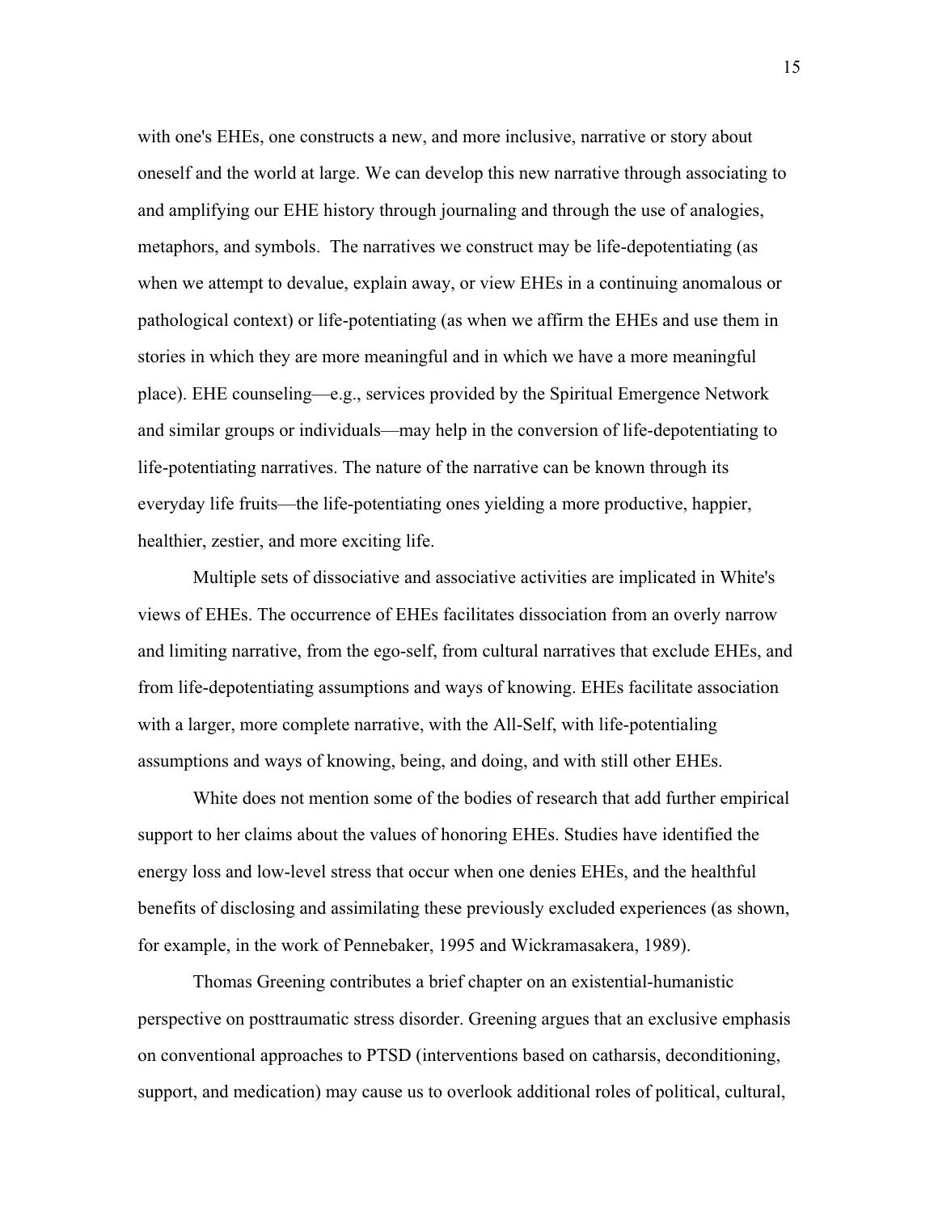with one's EHEs, one constructs a new, and more inclusive, narrative or story about oneself and the world at large. We can develop this new narrative through associating to and amplifying our EHE history through journaling and through the use of analogies, metaphors, and symbols. The narratives we construct may be life-depotentiating (as when we attempt to devalue, explain away, or view EHEs in a continuing anomalous or pathological context) or life-potentiating (as when we affirm the EHEs and use them in stories in which they are more meaningful and in which we have a more meaningful place). EHE counseling—e.g., services provided by the Spiritual Emergence Network and similar groups or individuals—may help in the conversion of life-depotentiating to life-potentiating narratives. The nature of the narrative can be known through its everyday life fruits—the life-potentiating ones yielding a more productive, happier, healthier, zestier, and more exciting life.

Multiple sets of dissociative and associative activities are implicated in White's views of EHEs. The occurrence of EHEs facilitates dissociation from an overly narrow and limiting narrative, from the ego-self, from cultural narratives that exclude EHEs, and from life-depotentiating assumptions and ways of knowing. EHEs facilitate association with a larger, more complete narrative, with the All-Self, with life-potentialing assumptions and ways of knowing, being, and doing, and with still other EHEs.

White does not mention some of the bodies of research that add further empirical support to her claims about the values of honoring EHEs. Studies have identified the energy loss and low-level stress that occur when one denies EHEs, and the healthful benefits of disclosing and assimilating these previously excluded experiences (as shown, for example, in the work of Pennebaker, 1995 and Wickramasakera, 1989).

Thomas Greening contributes a brief chapter on an existential-humanistic perspective on posttraumatic stress disorder. Greening argues that an exclusive emphasis on conventional approaches to PTSD (interventions based on catharsis, deconditioning, support, and medication) may cause us to overlook additional roles of political, cultural,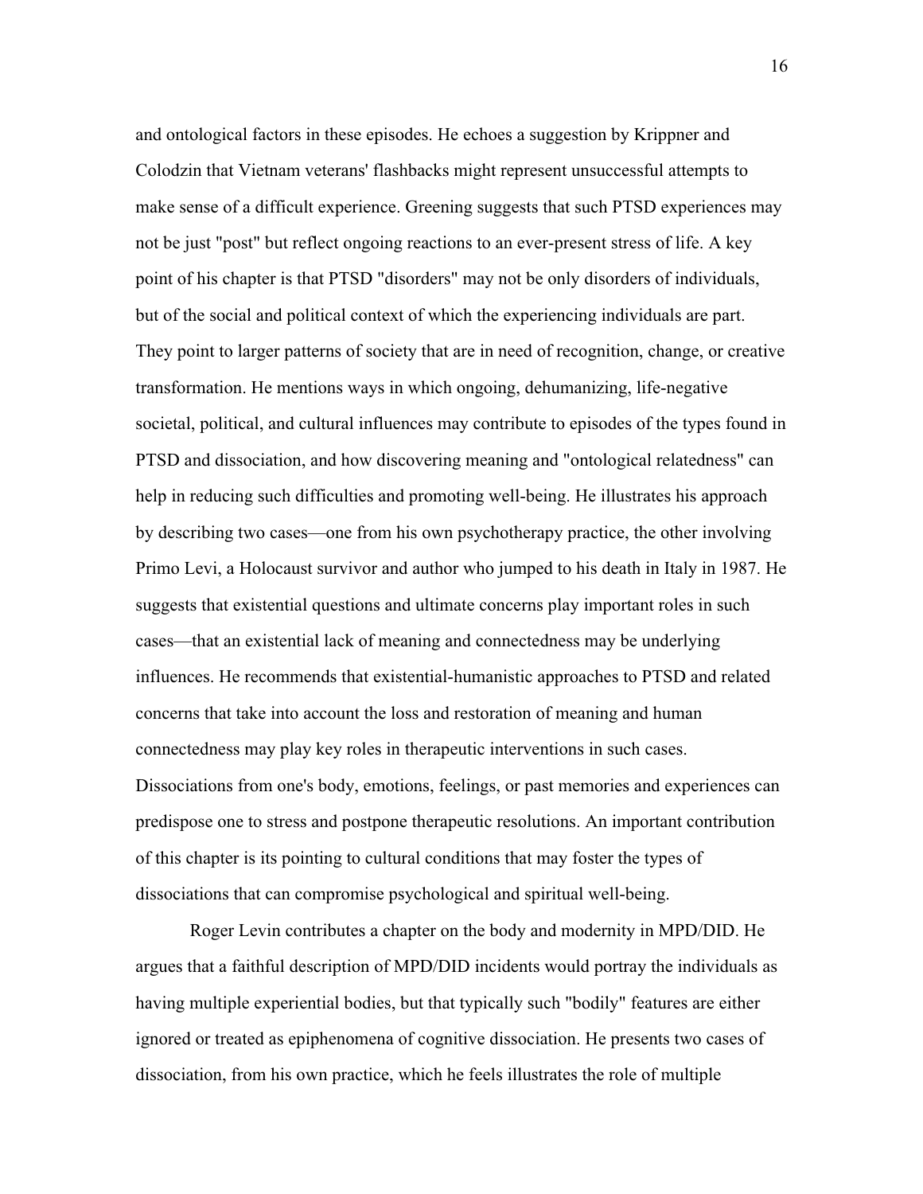and ontological factors in these episodes. He echoes a suggestion by Krippner and Colodzin that Vietnam veterans' flashbacks might represent unsuccessful attempts to make sense of a difficult experience. Greening suggests that such PTSD experiences may not be just "post" but reflect ongoing reactions to an ever-present stress of life. A key point of his chapter is that PTSD "disorders" may not be only disorders of individuals, but of the social and political context of which the experiencing individuals are part. They point to larger patterns of society that are in need of recognition, change, or creative transformation. He mentions ways in which ongoing, dehumanizing, life-negative societal, political, and cultural influences may contribute to episodes of the types found in PTSD and dissociation, and how discovering meaning and "ontological relatedness" can help in reducing such difficulties and promoting well-being. He illustrates his approach by describing two cases—one from his own psychotherapy practice, the other involving Primo Levi, a Holocaust survivor and author who jumped to his death in Italy in 1987. He suggests that existential questions and ultimate concerns play important roles in such cases—that an existential lack of meaning and connectedness may be underlying influences. He recommends that existential-humanistic approaches to PTSD and related concerns that take into account the loss and restoration of meaning and human connectedness may play key roles in therapeutic interventions in such cases. Dissociations from one's body, emotions, feelings, or past memories and experiences can predispose one to stress and postpone therapeutic resolutions. An important contribution of this chapter is its pointing to cultural conditions that may foster the types of dissociations that can compromise psychological and spiritual well-being.

Roger Levin contributes a chapter on the body and modernity in MPD/DID. He argues that a faithful description of MPD/DID incidents would portray the individuals as having multiple experiential bodies, but that typically such "bodily" features are either ignored or treated as epiphenomena of cognitive dissociation. He presents two cases of dissociation, from his own practice, which he feels illustrates the role of multiple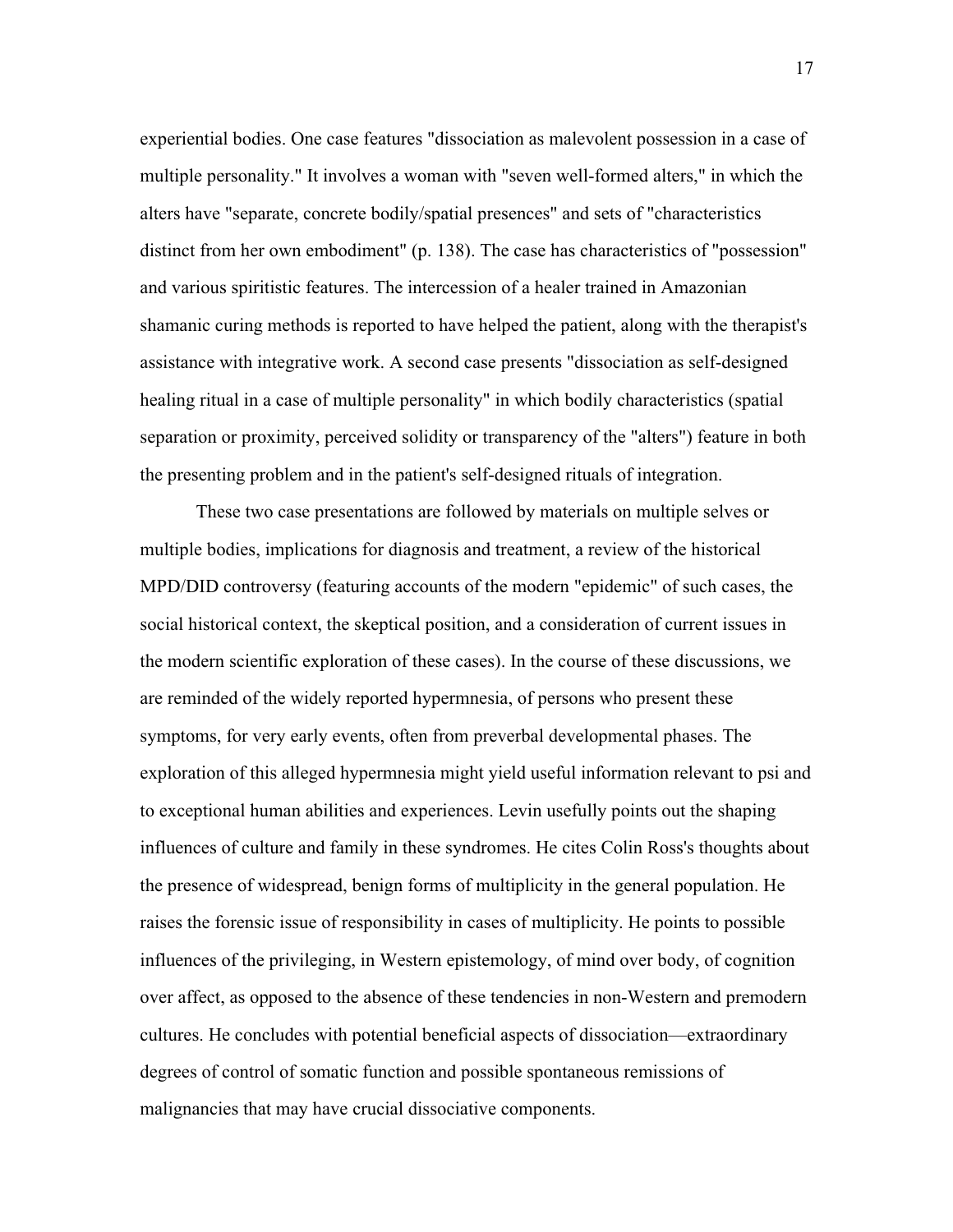experiential bodies. One case features "dissociation as malevolent possession in a case of multiple personality." It involves a woman with "seven well-formed alters," in which the alters have "separate, concrete bodily/spatial presences" and sets of "characteristics distinct from her own embodiment" (p. 138). The case has characteristics of "possession" and various spiritistic features. The intercession of a healer trained in Amazonian shamanic curing methods is reported to have helped the patient, along with the therapist's assistance with integrative work. A second case presents "dissociation as self-designed healing ritual in a case of multiple personality" in which bodily characteristics (spatial separation or proximity, perceived solidity or transparency of the "alters") feature in both the presenting problem and in the patient's self-designed rituals of integration.

These two case presentations are followed by materials on multiple selves or multiple bodies, implications for diagnosis and treatment, a review of the historical MPD/DID controversy (featuring accounts of the modern "epidemic" of such cases, the social historical context, the skeptical position, and a consideration of current issues in the modern scientific exploration of these cases). In the course of these discussions, we are reminded of the widely reported hypermnesia, of persons who present these symptoms, for very early events, often from preverbal developmental phases. The exploration of this alleged hypermnesia might yield useful information relevant to psi and to exceptional human abilities and experiences. Levin usefully points out the shaping influences of culture and family in these syndromes. He cites Colin Ross's thoughts about the presence of widespread, benign forms of multiplicity in the general population. He raises the forensic issue of responsibility in cases of multiplicity. He points to possible influences of the privileging, in Western epistemology, of mind over body, of cognition over affect, as opposed to the absence of these tendencies in non-Western and premodern cultures. He concludes with potential beneficial aspects of dissociation—extraordinary degrees of control of somatic function and possible spontaneous remissions of malignancies that may have crucial dissociative components.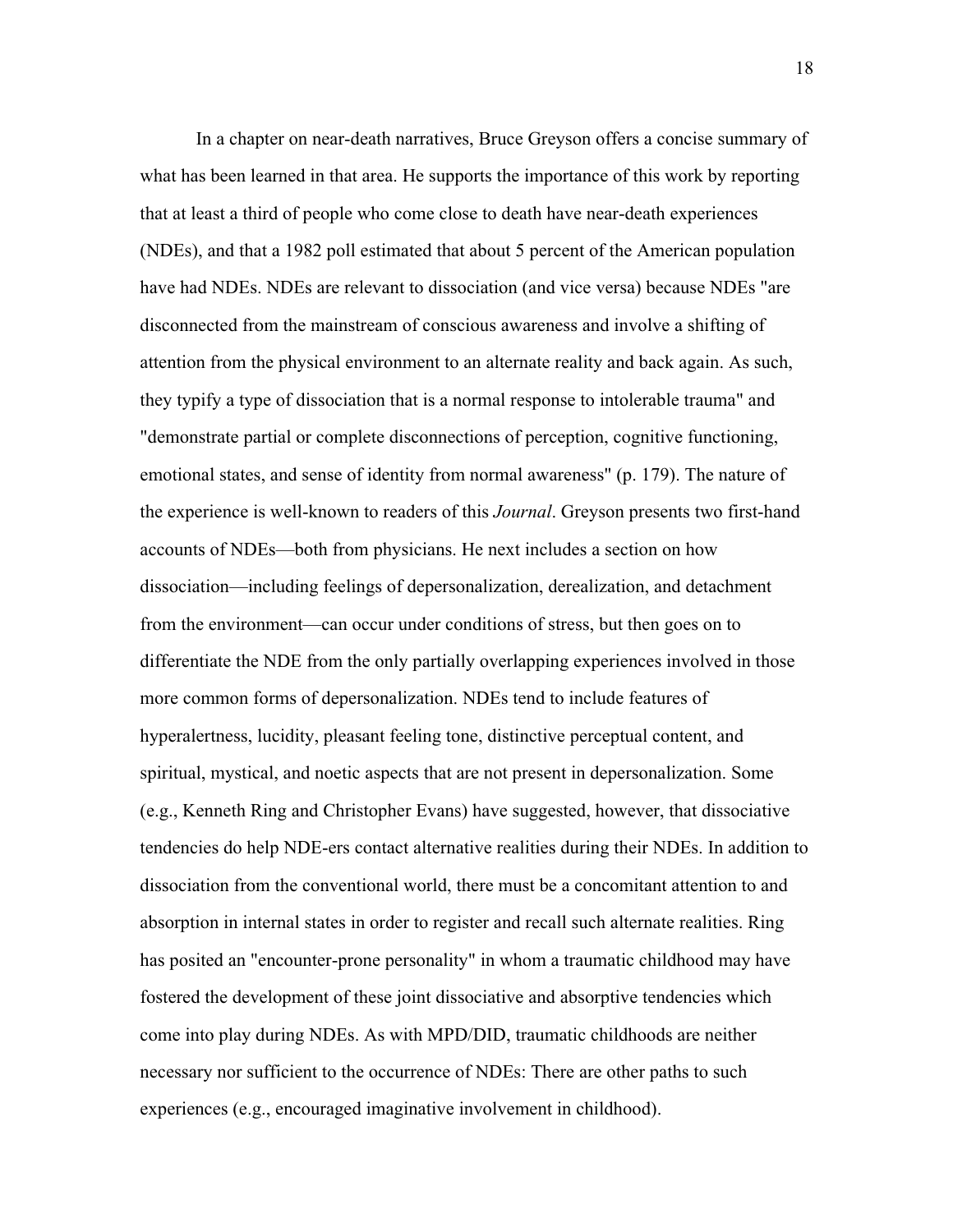In a chapter on near-death narratives, Bruce Greyson offers a concise summary of what has been learned in that area. He supports the importance of this work by reporting that at least a third of people who come close to death have near-death experiences (NDEs), and that a 1982 poll estimated that about 5 percent of the American population have had NDEs. NDEs are relevant to dissociation (and vice versa) because NDEs "are disconnected from the mainstream of conscious awareness and involve a shifting of attention from the physical environment to an alternate reality and back again. As such, they typify a type of dissociation that is a normal response to intolerable trauma" and "demonstrate partial or complete disconnections of perception, cognitive functioning, emotional states, and sense of identity from normal awareness" (p. 179). The nature of the experience is well-known to readers of this *Journal*. Greyson presents two first-hand accounts of NDEs—both from physicians. He next includes a section on how dissociation—including feelings of depersonalization, derealization, and detachment from the environment—can occur under conditions of stress, but then goes on to differentiate the NDE from the only partially overlapping experiences involved in those more common forms of depersonalization. NDEs tend to include features of hyperalertness, lucidity, pleasant feeling tone, distinctive perceptual content, and spiritual, mystical, and noetic aspects that are not present in depersonalization. Some (e.g., Kenneth Ring and Christopher Evans) have suggested, however, that dissociative tendencies do help NDE-ers contact alternative realities during their NDEs. In addition to dissociation from the conventional world, there must be a concomitant attention to and absorption in internal states in order to register and recall such alternate realities. Ring has posited an "encounter-prone personality" in whom a traumatic childhood may have fostered the development of these joint dissociative and absorptive tendencies which come into play during NDEs. As with MPD/DID, traumatic childhoods are neither necessary nor sufficient to the occurrence of NDEs: There are other paths to such experiences (e.g., encouraged imaginative involvement in childhood).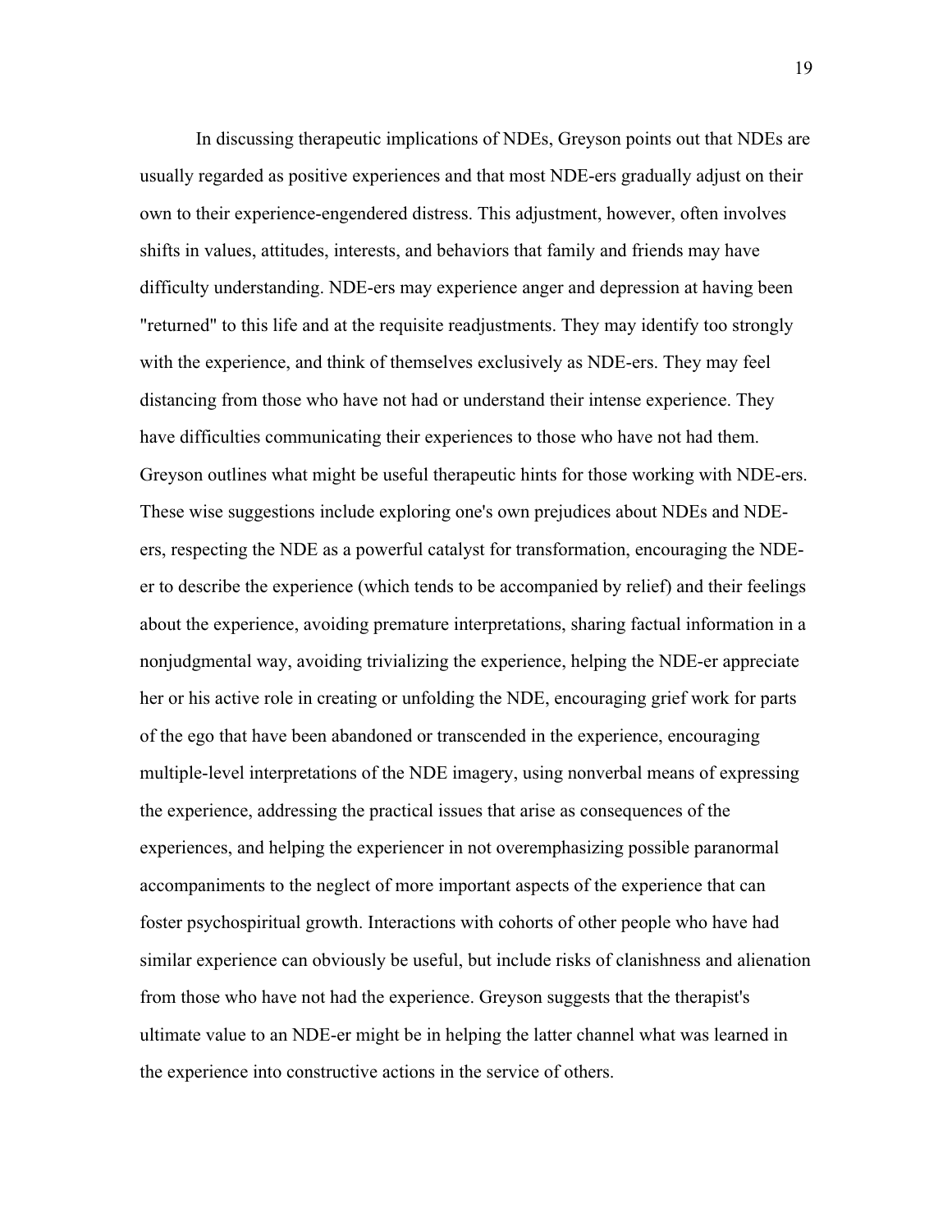In discussing therapeutic implications of NDEs, Greyson points out that NDEs are usually regarded as positive experiences and that most NDE-ers gradually adjust on their own to their experience-engendered distress. This adjustment, however, often involves shifts in values, attitudes, interests, and behaviors that family and friends may have difficulty understanding. NDE-ers may experience anger and depression at having been "returned" to this life and at the requisite readjustments. They may identify too strongly with the experience, and think of themselves exclusively as NDE-ers. They may feel distancing from those who have not had or understand their intense experience. They have difficulties communicating their experiences to those who have not had them. Greyson outlines what might be useful therapeutic hints for those working with NDE-ers. These wise suggestions include exploring one's own prejudices about NDEs and NDE-ers, respecting the NDE as a powerful catalyst for transformation, encouraging the NDE-er to describe the experience (which tends to be accompanied by relief) and their feelings about the experience, avoiding premature interpretations, sharing factual information in a nonjudgmental way, avoiding trivializing the experience, helping the NDE-er appreciate her or his active role in creating or unfolding the NDE, encouraging grief work for parts of the ego that have been abandoned or transcended in the experience, encouraging multiple-level interpretations of the NDE imagery, using nonverbal means of expressing the experience, addressing the practical issues that arise as consequences of the experiences, and helping the experiencer in not overemphasizing possible paranormal accompaniments to the neglect of more important aspects of the experience that can foster psychospiritual growth. Interactions with cohorts of other people who have had similar experience can obviously be useful, but include risks of clanishness and alienation from those who have not had the experience. Greyson suggests that the therapist's ultimate value to an NDE-er might be in helping the latter channel what was learned in the experience into constructive actions in the service of others.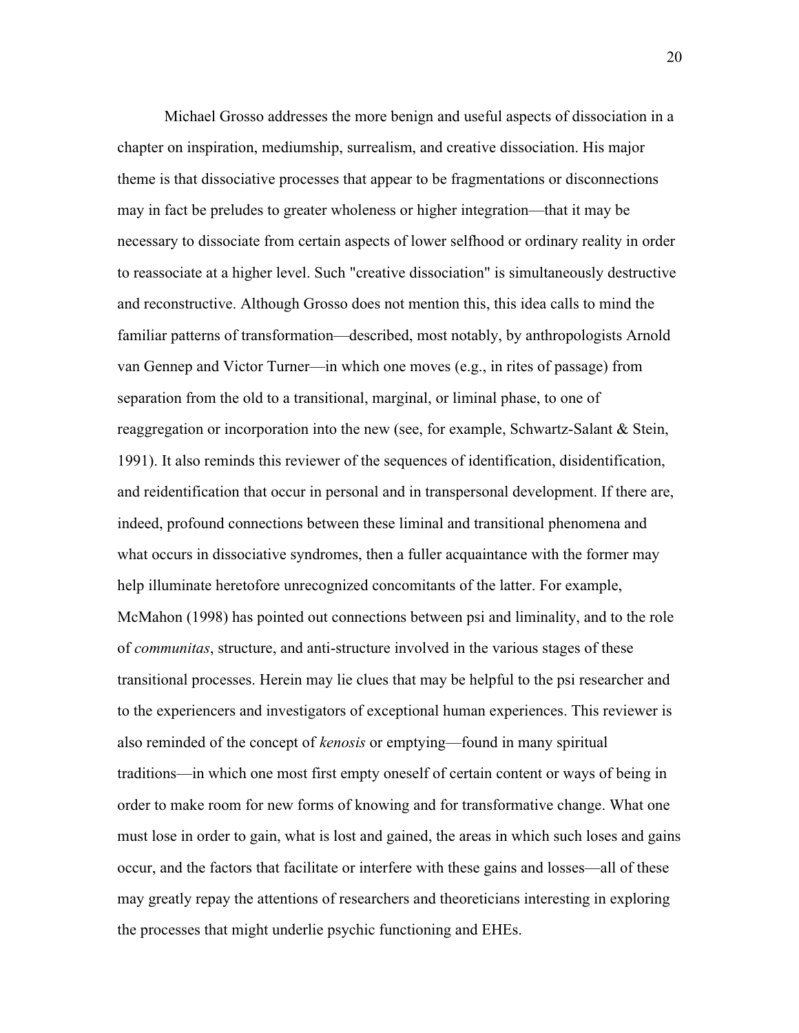Michael Grosso addresses the more benign and useful aspects of dissociation in a chapter on inspiration, mediumship, surrealism, and creative dissociation. His major theme is that dissociative processes that appear to be fragmentations or disconnections may in fact be preludes to greater wholeness or higher integration—that it may be necessary to dissociate from certain aspects of lower selfhood or ordinary reality in order to reassociate at a higher level. Such "creative dissociation" is simultaneously destructive and reconstructive. Although Grosso does not mention this, this idea calls to mind the familiar patterns of transformation—described, most notably, by anthropologists Arnold van Gennep and Victor Turner—in which one moves (e.g., in rites of passage) from separation from the old to a transitional, marginal, or liminal phase, to one of reaggregation or incorporation into the new (see, for example, Schwartz-Salant & Stein, 1991). It also reminds this reviewer of the sequences of identification, disidentification, and reidentification that occur in personal and in transpersonal development. If there are, indeed, profound connections between these liminal and transitional phenomena and what occurs in dissociative syndromes, then a fuller acquaintance with the former may help illuminate heretofore unrecognized concomitants of the latter. For example, McMahon (1998) has pointed out connections between psi and liminality, and to the role of *communitas*, structure, and anti-structure involved in the various stages of these transitional processes. Herein may lie clues that may be helpful to the psi researcher and to the experiencers and investigators of exceptional human experiences. This reviewer is also reminded of the concept of *kenosis* or emptying—found in many spiritual traditions—in which one most first empty oneself of certain content or ways of being in order to make room for new forms of knowing and for transformative change. What one must lose in order to gain, what is lost and gained, the areas in which such loses and gains occur, and the factors that facilitate or interfere with these gains and losses—all of these may greatly repay the attentions of researchers and theoreticians interesting in exploring the processes that might underlie psychic functioning and EHEs.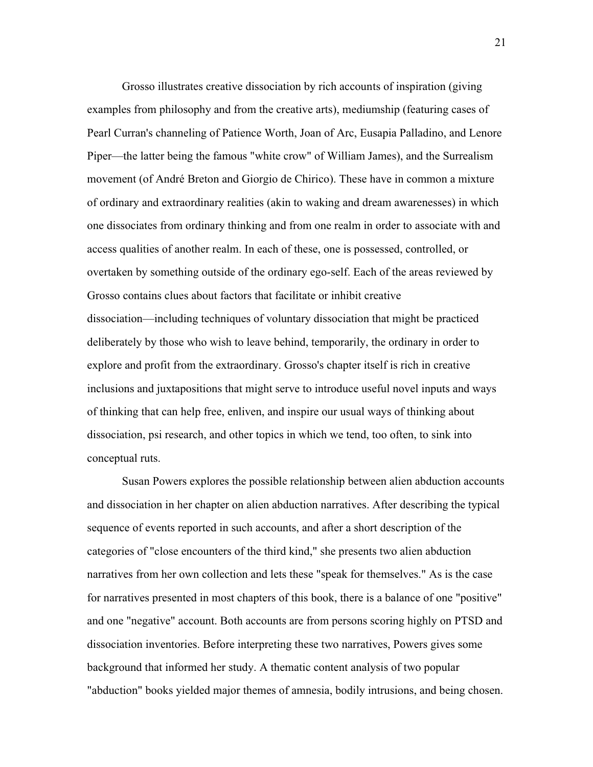Grosso illustrates creative dissociation by rich accounts of inspiration (giving examples from philosophy and from the creative arts), mediumship (featuring cases of Pearl Curran's channeling of Patience Worth, Joan of Arc, Eusapia Palladino, and Lenore Piper—the latter being the famous "white crow" of William James), and the Surrealism movement (of André Breton and Giorgio de Chirico). These have in common a mixture of ordinary and extraordinary realities (akin to waking and dream awarenesses) in which one dissociates from ordinary thinking and from one realm in order to associate with and access qualities of another realm. In each of these, one is possessed, controlled, or overtaken by something outside of the ordinary ego-self. Each of the areas reviewed by Grosso contains clues about factors that facilitate or inhibit creative dissociation—including techniques of voluntary dissociation that might be practiced deliberately by those who wish to leave behind, temporarily, the ordinary in order to explore and profit from the extraordinary. Grosso's chapter itself is rich in creative inclusions and juxtapositions that might serve to introduce useful novel inputs and ways of thinking that can help free, enliven, and inspire our usual ways of thinking about dissociation, psi research, and other topics in which we tend, too often, to sink into conceptual ruts.

Susan Powers explores the possible relationship between alien abduction accounts and dissociation in her chapter on alien abduction narratives. After describing the typical sequence of events reported in such accounts, and after a short description of the categories of "close encounters of the third kind," she presents two alien abduction narratives from her own collection and lets these "speak for themselves." As is the case for narratives presented in most chapters of this book, there is a balance of one "positive" and one "negative" account. Both accounts are from persons scoring highly on PTSD and dissociation inventories. Before interpreting these two narratives, Powers gives some background that informed her study. A thematic content analysis of two popular "abduction" books yielded major themes of amnesia, bodily intrusions, and being chosen.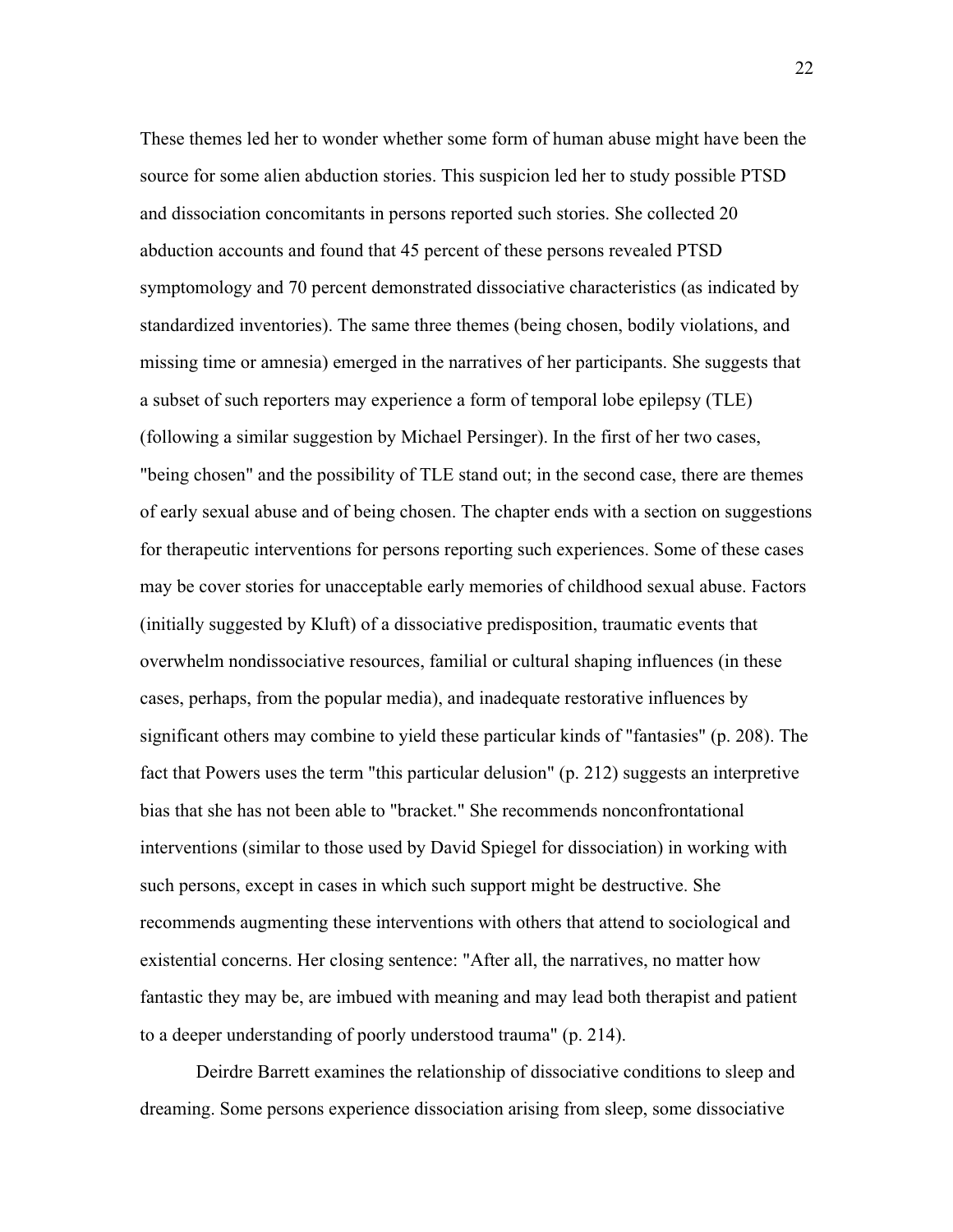These themes led her to wonder whether some form of human abuse might have been the source for some alien abduction stories. This suspicion led her to study possible PTSD and dissociation concomitants in persons reported such stories. She collected 20 abduction accounts and found that 45 percent of these persons revealed PTSD symptomology and 70 percent demonstrated dissociative characteristics (as indicated by standardized inventories). The same three themes (being chosen, bodily violations, and missing time or amnesia) emerged in the narratives of her participants. She suggests that a subset of such reporters may experience a form of temporal lobe epilepsy (TLE) (following a similar suggestion by Michael Persinger). In the first of her two cases, "being chosen" and the possibility of TLE stand out; in the second case, there are themes of early sexual abuse and of being chosen. The chapter ends with a section on suggestions for therapeutic interventions for persons reporting such experiences. Some of these cases may be cover stories for unacceptable early memories of childhood sexual abuse. Factors (initially suggested by Kluft) of a dissociative predisposition, traumatic events that overwhelm nondissociative resources, familial or cultural shaping influences (in these cases, perhaps, from the popular media), and inadequate restorative influences by significant others may combine to yield these particular kinds of "fantasies" (p. 208). The fact that Powers uses the term "this particular delusion" (p. 212) suggests an interpretive bias that she has not been able to "bracket." She recommends nonconfrontational interventions (similar to those used by David Spiegel for dissociation) in working with such persons, except in cases in which such support might be destructive. She recommends augmenting these interventions with others that attend to sociological and existential concerns. Her closing sentence: "After all, the narratives, no matter how fantastic they may be, are imbued with meaning and may lead both therapist and patient to a deeper understanding of poorly understood trauma" (p. 214).

Deirdre Barrett examines the relationship of dissociative conditions to sleep and dreaming. Some persons experience dissociation arising from sleep, some dissociative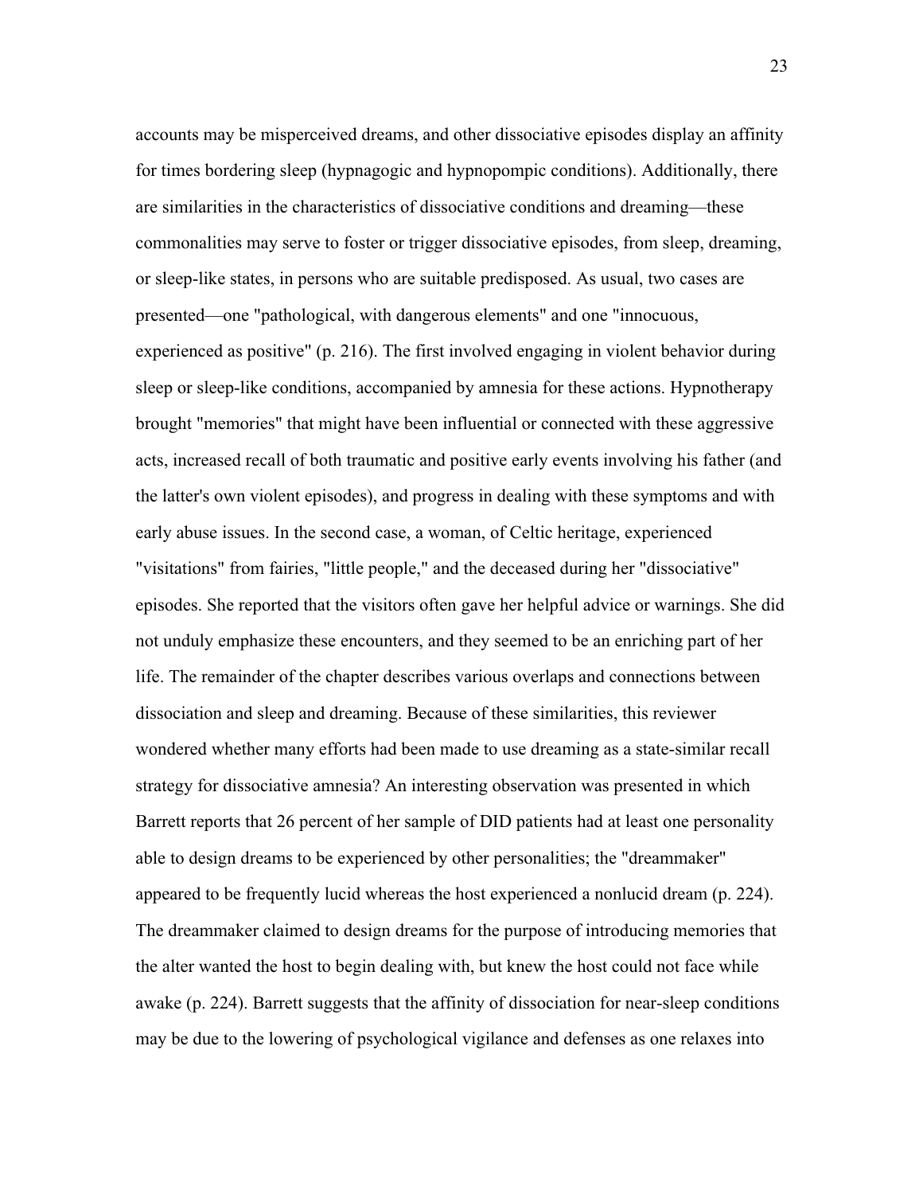accounts may be misperceived dreams, and other dissociative episodes display an affinity for times bordering sleep (hypnagogic and hypnopompic conditions). Additionally, there are similarities in the characteristics of dissociative conditions and dreaming—these commonalities may serve to foster or trigger dissociative episodes, from sleep, dreaming, or sleep-like states, in persons who are suitable predisposed. As usual, two cases are presented—one "pathological, with dangerous elements" and one "innocuous, experienced as positive" (p. 216). The first involved engaging in violent behavior during sleep or sleep-like conditions, accompanied by amnesia for these actions. Hypnotherapy brought "memories" that might have been influential or connected with these aggressive acts, increased recall of both traumatic and positive early events involving his father (and the latter's own violent episodes), and progress in dealing with these symptoms and with early abuse issues. In the second case, a woman, of Celtic heritage, experienced "visitations" from fairies, "little people," and the deceased during her "dissociative" episodes. She reported that the visitors often gave her helpful advice or warnings. She did not unduly emphasize these encounters, and they seemed to be an enriching part of her life. The remainder of the chapter describes various overlaps and connections between dissociation and sleep and dreaming. Because of these similarities, this reviewer wondered whether many efforts had been made to use dreaming as a state-similar recall strategy for dissociative amnesia? An interesting observation was presented in which Barrett reports that 26 percent of her sample of DID patients had at least one personality able to design dreams to be experienced by other personalities; the "dreammaker" appeared to be frequently lucid whereas the host experienced a nonlucid dream (p. 224). The dreammaker claimed to design dreams for the purpose of introducing memories that the alter wanted the host to begin dealing with, but knew the host could not face while awake (p. 224). Barrett suggests that the affinity of dissociation for near-sleep conditions may be due to the lowering of psychological vigilance and defenses as one relaxes into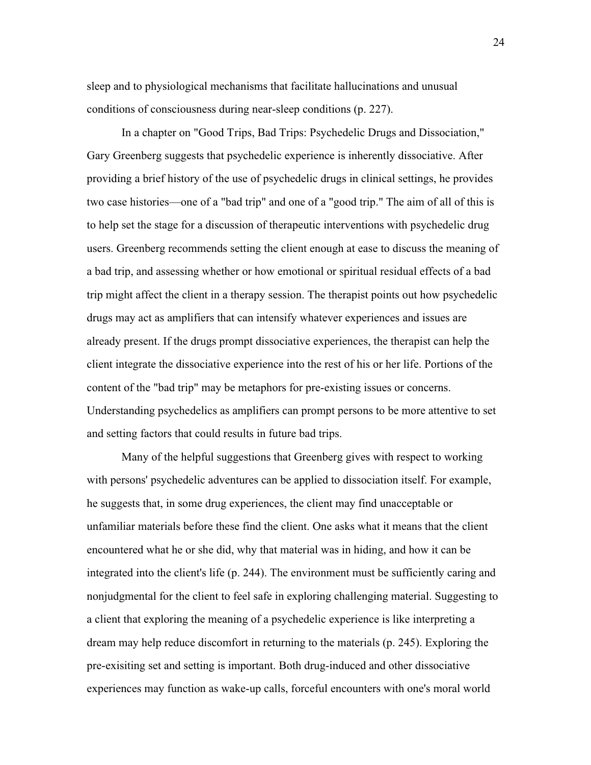sleep and to physiological mechanisms that facilitate hallucinations and unusual conditions of consciousness during near-sleep conditions (p. 227).

In a chapter on "Good Trips, Bad Trips: Psychedelic Drugs and Dissociation," Gary Greenberg suggests that psychedelic experience is inherently dissociative. After providing a brief history of the use of psychedelic drugs in clinical settings, he provides two case histories—one of a "bad trip" and one of a "good trip." The aim of all of this is to help set the stage for a discussion of therapeutic interventions with psychedelic drug users. Greenberg recommends setting the client enough at ease to discuss the meaning of a bad trip, and assessing whether or how emotional or spiritual residual effects of a bad trip might affect the client in a therapy session. The therapist points out how psychedelic drugs may act as amplifiers that can intensify whatever experiences and issues are already present. If the drugs prompt dissociative experiences, the therapist can help the client integrate the dissociative experience into the rest of his or her life. Portions of the content of the "bad trip" may be metaphors for pre-existing issues or concerns. Understanding psychedelics as amplifiers can prompt persons to be more attentive to set and setting factors that could results in future bad trips.

Many of the helpful suggestions that Greenberg gives with respect to working with persons' psychedelic adventures can be applied to dissociation itself. For example, he suggests that, in some drug experiences, the client may find unacceptable or unfamiliar materials before these find the client. One asks what it means that the client encountered what he or she did, why that material was in hiding, and how it can be integrated into the client's life (p. 244). The environment must be sufficiently caring and nonjudgmental for the client to feel safe in exploring challenging material. Suggesting to a client that exploring the meaning of a psychedelic experience is like interpreting a dream may help reduce discomfort in returning to the materials (p. 245). Exploring the pre-exisiting set and setting is important. Both drug-induced and other dissociative experiences may function as wake-up calls, forceful encounters with one's moral world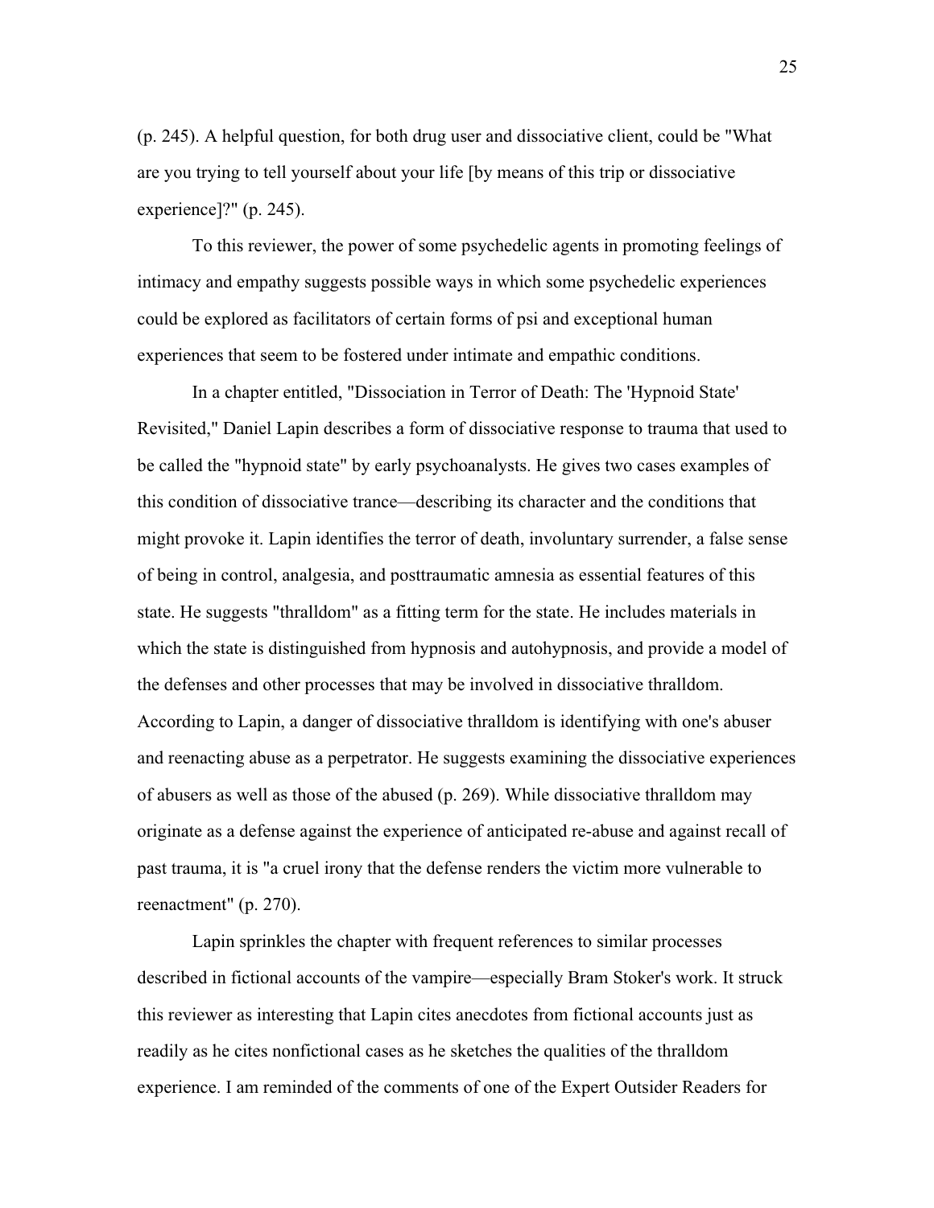(p. 245). A helpful question, for both drug user and dissociative client, could be "What are you trying to tell yourself about your life [by means of this trip or dissociative experience]?" (p. 245).

To this reviewer, the power of some psychedelic agents in promoting feelings of intimacy and empathy suggests possible ways in which some psychedelic experiences could be explored as facilitators of certain forms of psi and exceptional human experiences that seem to be fostered under intimate and empathic conditions.

In a chapter entitled, "Dissociation in Terror of Death: The 'Hypnoid State' Revisited," Daniel Lapin describes a form of dissociative response to trauma that used to be called the "hypnoid state" by early psychoanalysts. He gives two cases examples of this condition of dissociative trance—describing its character and the conditions that might provoke it. Lapin identifies the terror of death, involuntary surrender, a false sense of being in control, analgesia, and posttraumatic amnesia as essential features of this state. He suggests "thralldom" as a fitting term for the state. He includes materials in which the state is distinguished from hypnosis and autohypnosis, and provide a model of the defenses and other processes that may be involved in dissociative thralldom. According to Lapin, a danger of dissociative thralldom is identifying with one's abuser and reenacting abuse as a perpetrator. He suggests examining the dissociative experiences of abusers as well as those of the abused (p. 269). While dissociative thralldom may originate as a defense against the experience of anticipated re-abuse and against recall of past trauma, it is "a cruel irony that the defense renders the victim more vulnerable to reenactment" (p. 270).

Lapin sprinkles the chapter with frequent references to similar processes described in fictional accounts of the vampire—especially Bram Stoker's work. It struck this reviewer as interesting that Lapin cites anecdotes from fictional accounts just as readily as he cites nonfictional cases as he sketches the qualities of the thralldom experience. I am reminded of the comments of one of the Expert Outsider Readers for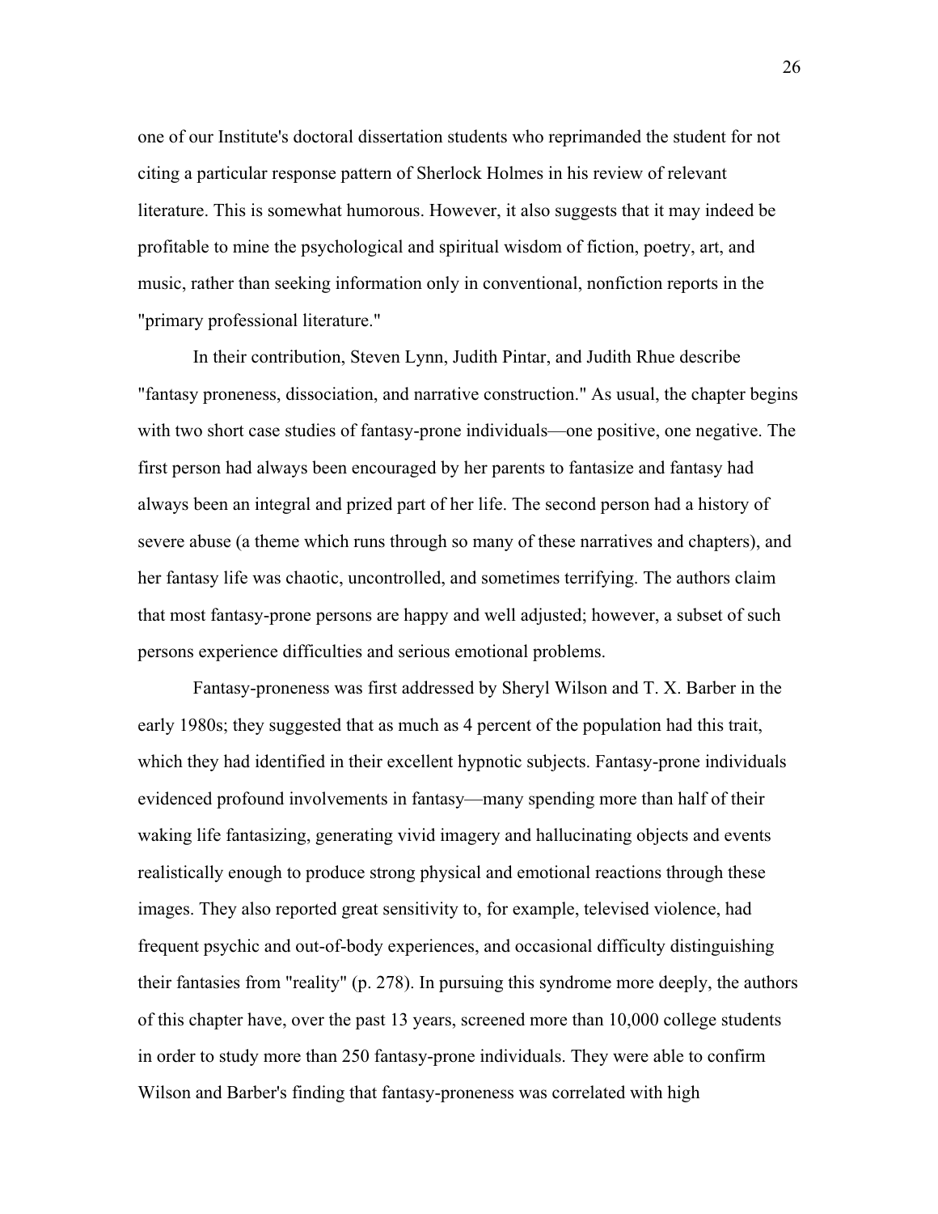one of our Institute's doctoral dissertation students who reprimanded the student for not citing a particular response pattern of Sherlock Holmes in his review of relevant literature. This is somewhat humorous. However, it also suggests that it may indeed be profitable to mine the psychological and spiritual wisdom of fiction, poetry, art, and music, rather than seeking information only in conventional, nonfiction reports in the "primary professional literature."

In their contribution, Steven Lynn, Judith Pintar, and Judith Rhue describe "fantasy proneness, dissociation, and narrative construction." As usual, the chapter begins with two short case studies of fantasy-prone individuals—one positive, one negative. The first person had always been encouraged by her parents to fantasize and fantasy had always been an integral and prized part of her life. The second person had a history of severe abuse (a theme which runs through so many of these narratives and chapters), and her fantasy life was chaotic, uncontrolled, and sometimes terrifying. The authors claim that most fantasy-prone persons are happy and well adjusted; however, a subset of such persons experience difficulties and serious emotional problems.

Fantasy-proneness was first addressed by Sheryl Wilson and T. X. Barber in the early 1980s; they suggested that as much as 4 percent of the population had this trait, which they had identified in their excellent hypnotic subjects. Fantasy-prone individuals evidenced profound involvements in fantasy—many spending more than half of their waking life fantasizing, generating vivid imagery and hallucinating objects and events realistically enough to produce strong physical and emotional reactions through these images. They also reported great sensitivity to, for example, televised violence, had frequent psychic and out-of-body experiences, and occasional difficulty distinguishing their fantasies from "reality" (p. 278). In pursuing this syndrome more deeply, the authors of this chapter have, over the past 13 years, screened more than 10,000 college students in order to study more than 250 fantasy-prone individuals. They were able to confirm Wilson and Barber's finding that fantasy-proneness was correlated with high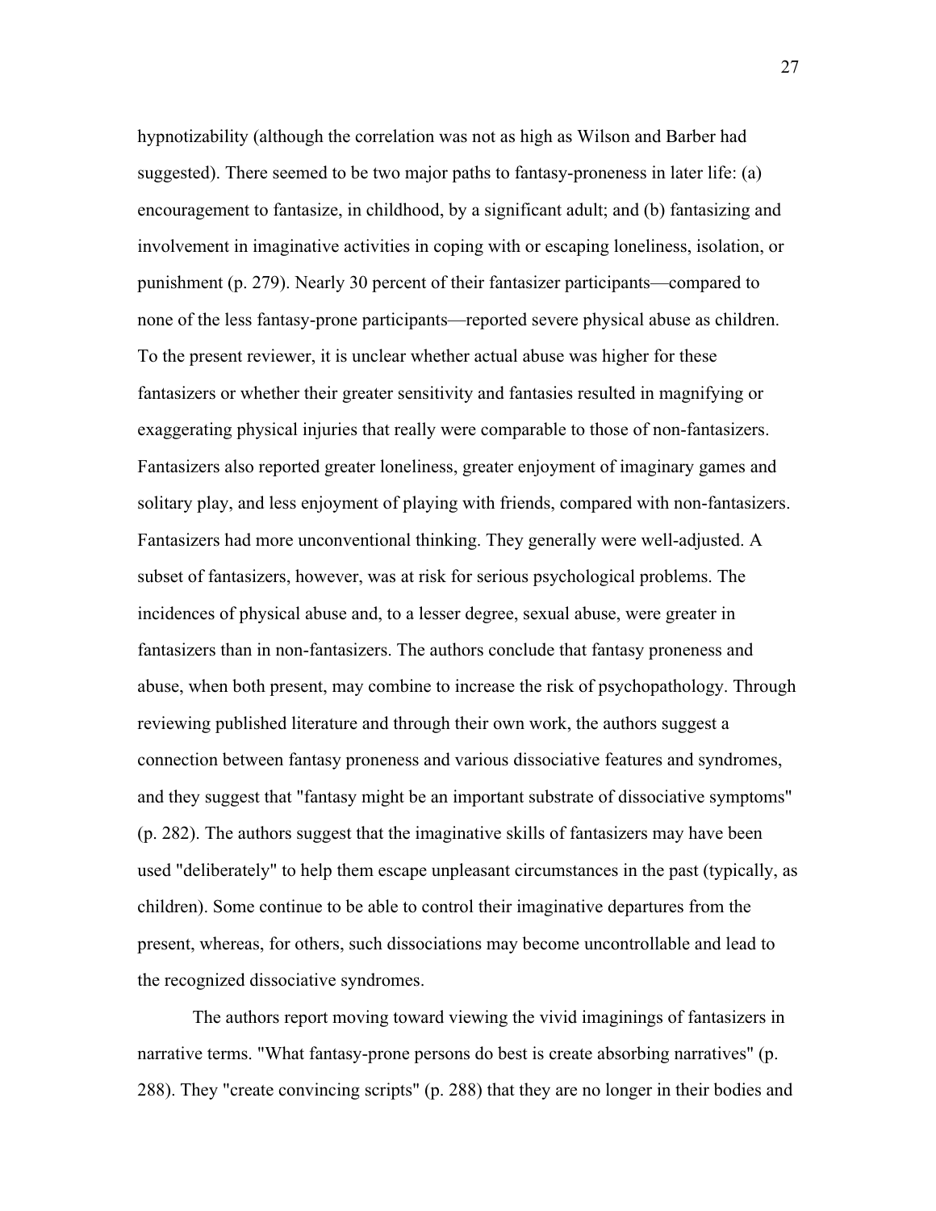hypnotizability (although the correlation was not as high as Wilson and Barber had suggested). There seemed to be two major paths to fantasy-proneness in later life: (a) encouragement to fantasize, in childhood, by a significant adult; and (b) fantasizing and involvement in imaginative activities in coping with or escaping loneliness, isolation, or punishment (p. 279). Nearly 30 percent of their fantasizer participants—compared to none of the less fantasy-prone participants—reported severe physical abuse as children. To the present reviewer, it is unclear whether actual abuse was higher for these fantasizers or whether their greater sensitivity and fantasies resulted in magnifying or exaggerating physical injuries that really were comparable to those of non-fantasizers. Fantasizers also reported greater loneliness, greater enjoyment of imaginary games and solitary play, and less enjoyment of playing with friends, compared with non-fantasizers. Fantasizers had more unconventional thinking. They generally were well-adjusted. A subset of fantasizers, however, was at risk for serious psychological problems. The incidences of physical abuse and, to a lesser degree, sexual abuse, were greater in fantasizers than in non-fantasizers. The authors conclude that fantasy proneness and abuse, when both present, may combine to increase the risk of psychopathology. Through reviewing published literature and through their own work, the authors suggest a connection between fantasy proneness and various dissociative features and syndromes, and they suggest that "fantasy might be an important substrate of dissociative symptoms" (p. 282). The authors suggest that the imaginative skills of fantasizers may have been used "deliberately" to help them escape unpleasant circumstances in the past (typically, as children). Some continue to be able to control their imaginative departures from the present, whereas, for others, such dissociations may become uncontrollable and lead to the recognized dissociative syndromes.

The authors report moving toward viewing the vivid imaginings of fantasizers in narrative terms. "What fantasy-prone persons do best is create absorbing narratives" (p. 288). They "create convincing scripts" (p. 288) that they are no longer in their bodies and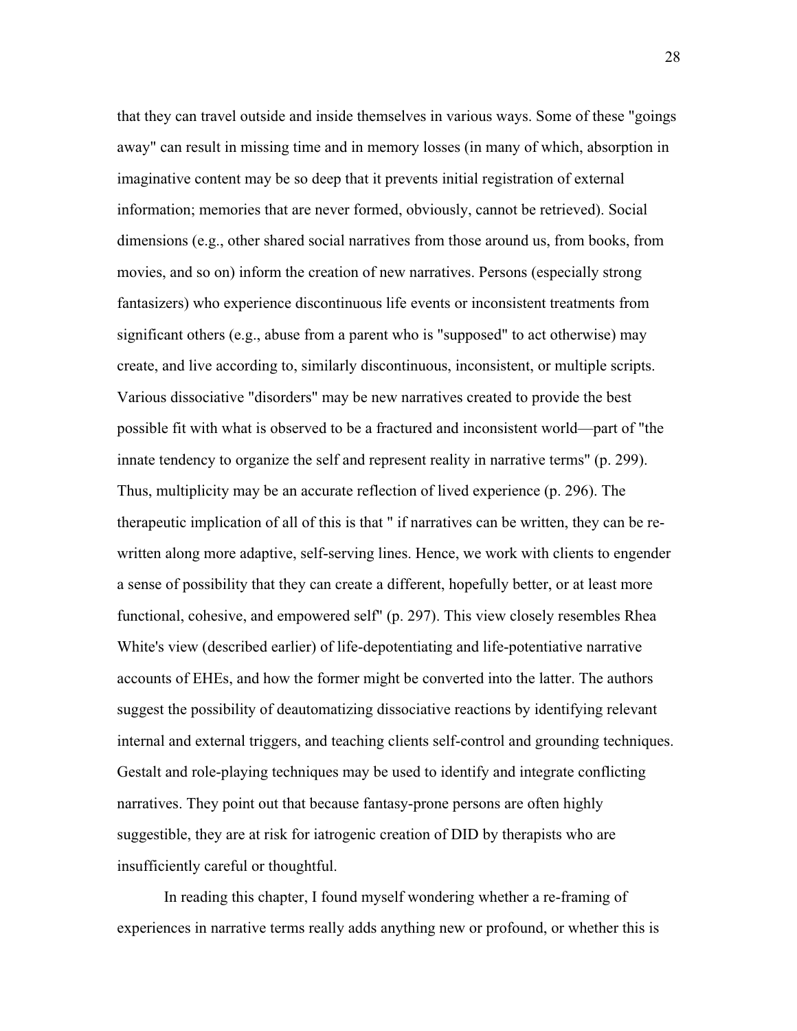that they can travel outside and inside themselves in various ways. Some of these "goings away" can result in missing time and in memory losses (in many of which, absorption in imaginative content may be so deep that it prevents initial registration of external information; memories that are never formed, obviously, cannot be retrieved). Social dimensions (e.g., other shared social narratives from those around us, from books, from movies, and so on) inform the creation of new narratives. Persons (especially strong fantasizers) who experience discontinuous life events or inconsistent treatments from significant others (e.g., abuse from a parent who is "supposed" to act otherwise) may create, and live according to, similarly discontinuous, inconsistent, or multiple scripts. Various dissociative "disorders" may be new narratives created to provide the best possible fit with what is observed to be a fractured and inconsistent world—part of "the innate tendency to organize the self and represent reality in narrative terms" (p. 299). Thus, multiplicity may be an accurate reflection of lived experience (p. 296). The therapeutic implication of all of this is that " if narratives can be written, they can be re-written along more adaptive, self-serving lines. Hence, we work with clients to engender a sense of possibility that they can create a different, hopefully better, or at least more functional, cohesive, and empowered self" (p. 297). This view closely resembles Rhea White's view (described earlier) of life-depotentiating and life-potentiative narrative accounts of EHEs, and how the former might be converted into the latter. The authors suggest the possibility of deautomatizing dissociative reactions by identifying relevant internal and external triggers, and teaching clients self-control and grounding techniques. Gestalt and role-playing techniques may be used to identify and integrate conflicting narratives. They point out that because fantasy-prone persons are often highly suggestible, they are at risk for iatrogenic creation of DID by therapists who are insufficiently careful or thoughtful.

In reading this chapter, I found myself wondering whether a re-framing of experiences in narrative terms really adds anything new or profound, or whether this is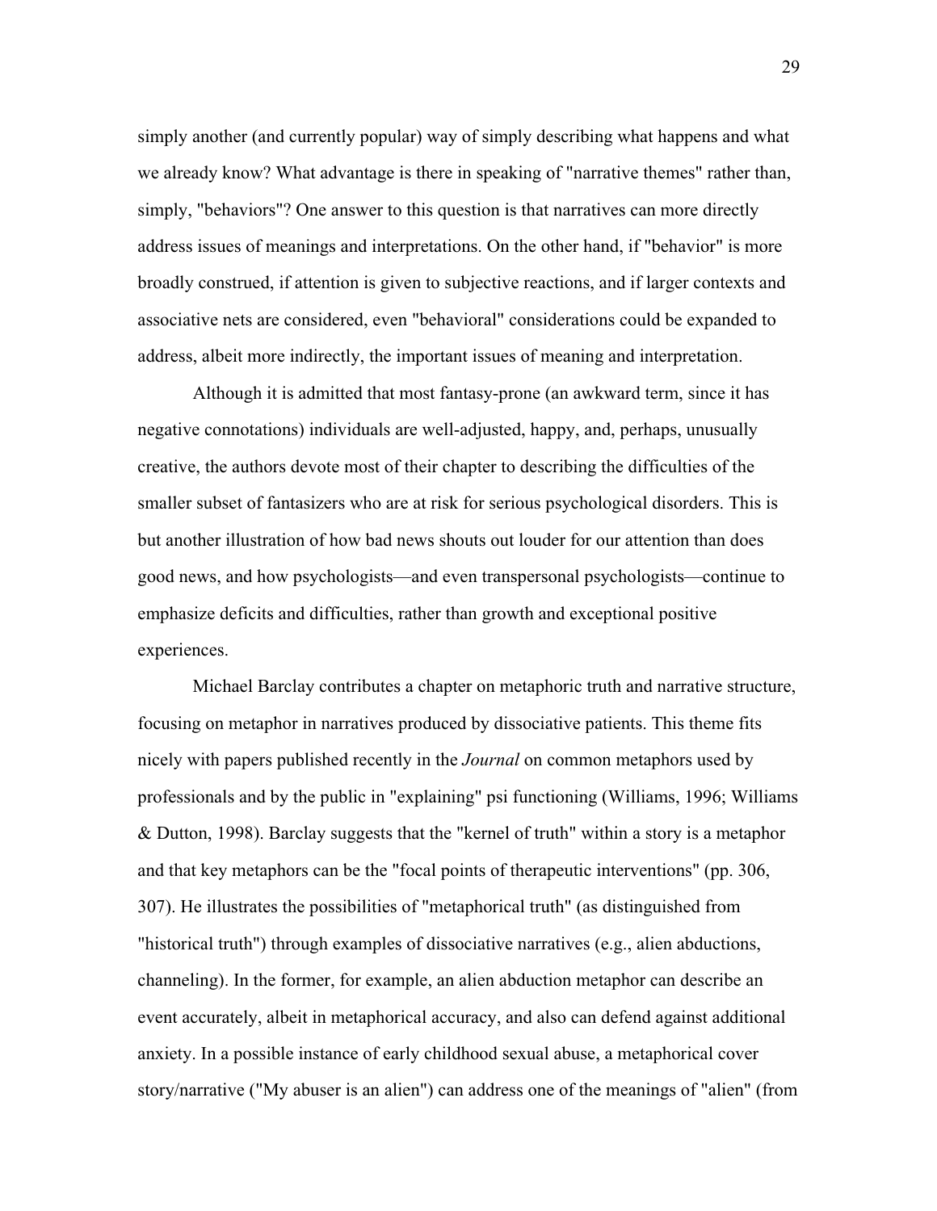simply another (and currently popular) way of simply describing what happens and what we already know? What advantage is there in speaking of "narrative themes" rather than, simply, "behaviors"? One answer to this question is that narratives can more directly address issues of meanings and interpretations. On the other hand, if "behavior" is more broadly construed, if attention is given to subjective reactions, and if larger contexts and associative nets are considered, even "behavioral" considerations could be expanded to address, albeit more indirectly, the important issues of meaning and interpretation.

Although it is admitted that most fantasy-prone (an awkward term, since it has negative connotations) individuals are well-adjusted, happy, and, perhaps, unusually creative, the authors devote most of their chapter to describing the difficulties of the smaller subset of fantasizers who are at risk for serious psychological disorders. This is but another illustration of how bad news shouts out louder for our attention than does good news, and how psychologists—and even transpersonal psychologists—continue to emphasize deficits and difficulties, rather than growth and exceptional positive experiences.

Michael Barclay contributes a chapter on metaphoric truth and narrative structure, focusing on metaphor in narratives produced by dissociative patients. This theme fits nicely with papers published recently in the *Journal* on common metaphors used by professionals and by the public in "explaining" psi functioning (Williams, 1996; Williams & Dutton, 1998). Barclay suggests that the "kernel of truth" within a story is a metaphor and that key metaphors can be the "focal points of therapeutic interventions" (pp. 306, 307). He illustrates the possibilities of "metaphorical truth" (as distinguished from "historical truth") through examples of dissociative narratives (e.g., alien abductions, channeling). In the former, for example, an alien abduction metaphor can describe an event accurately, albeit in metaphorical accuracy, and also can defend against additional anxiety. In a possible instance of early childhood sexual abuse, a metaphorical cover story/narrative ("My abuser is an alien") can address one of the meanings of "alien" (from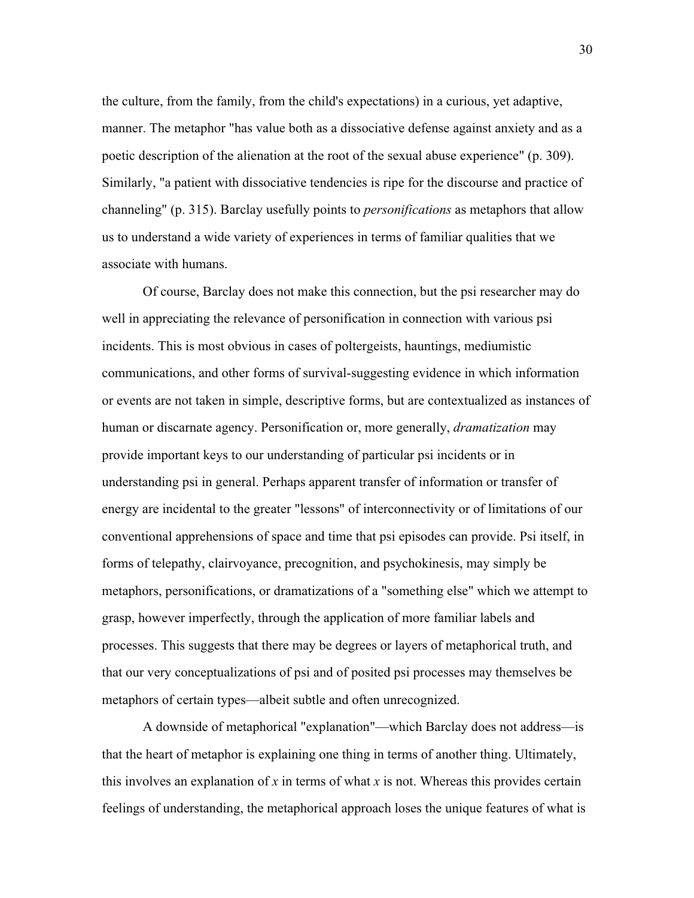the culture, from the family, from the child's expectations) in a curious, yet adaptive, manner. The metaphor "has value both as a dissociative defense against anxiety and as a poetic description of the alienation at the root of the sexual abuse experience" (p. 309). Similarly, "a patient with dissociative tendencies is ripe for the discourse and practice of channeling" (p. 315). Barclay usefully points to *personifications* as metaphors that allow us to understand a wide variety of experiences in terms of familiar qualities that we associate with humans.

Of course, Barclay does not make this connection, but the psi researcher may do well in appreciating the relevance of personification in connection with various psi incidents. This is most obvious in cases of poltergeists, hauntings, mediumistic communications, and other forms of survival-suggesting evidence in which information or events are not taken in simple, descriptive forms, but are contextualized as instances of human or discarnate agency. Personification or, more generally, *dramatization* may provide important keys to our understanding of particular psi incidents or in understanding psi in general. Perhaps apparent transfer of information or transfer of energy are incidental to the greater "lessons" of interconnectivity or of limitations of our conventional apprehensions of space and time that psi episodes can provide. Psi itself, in forms of telepathy, clairvoyance, precognition, and psychokinesis, may simply be metaphors, personifications, or dramatizations of a "something else" which we attempt to grasp, however imperfectly, through the application of more familiar labels and processes. This suggests that there may be degrees or layers of metaphorical truth, and that our very conceptualizations of psi and of posited psi processes may themselves be metaphors of certain types—albeit subtle and often unrecognized.

A downside of metaphorical "explanation"—which Barclay does not address—is that the heart of metaphor is explaining one thing in terms of another thing. Ultimately, this involves an explanation of *x* in terms of what *x* is not. Whereas this provides certain feelings of understanding, the metaphorical approach loses the unique features of what is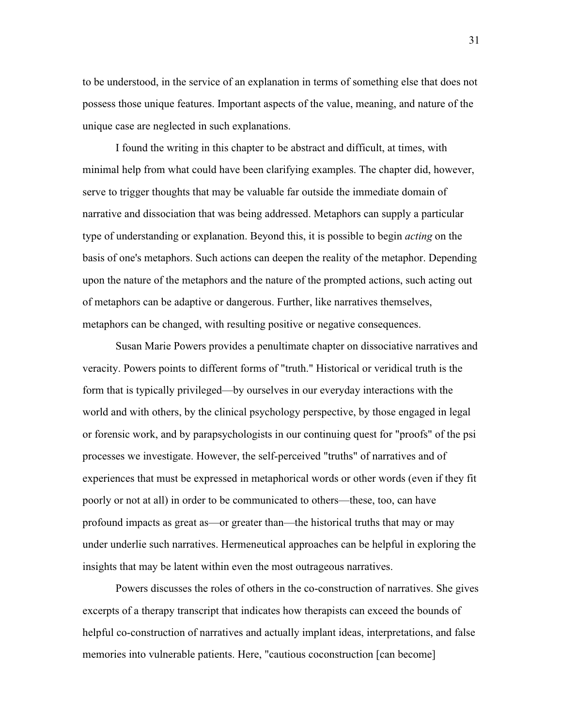to be understood, in the service of an explanation in terms of something else that does not possess those unique features. Important aspects of the value, meaning, and nature of the unique case are neglected in such explanations.

I found the writing in this chapter to be abstract and difficult, at times, with minimal help from what could have been clarifying examples. The chapter did, however, serve to trigger thoughts that may be valuable far outside the immediate domain of narrative and dissociation that was being addressed. Metaphors can supply a particular type of understanding or explanation. Beyond this, it is possible to begin *acting* on the basis of one's metaphors. Such actions can deepen the reality of the metaphor. Depending upon the nature of the metaphors and the nature of the prompted actions, such acting out of metaphors can be adaptive or dangerous. Further, like narratives themselves, metaphors can be changed, with resulting positive or negative consequences.

Susan Marie Powers provides a penultimate chapter on dissociative narratives and veracity. Powers points to different forms of "truth." Historical or veridical truth is the form that is typically privileged—by ourselves in our everyday interactions with the world and with others, by the clinical psychology perspective, by those engaged in legal or forensic work, and by parapsychologists in our continuing quest for "proofs" of the psi processes we investigate. However, the self-perceived "truths" of narratives and of experiences that must be expressed in metaphorical words or other words (even if they fit poorly or not at all) in order to be communicated to others—these, too, can have profound impacts as great as—or greater than—the historical truths that may or may under underlie such narratives. Hermeneutical approaches can be helpful in exploring the insights that may be latent within even the most outrageous narratives.

Powers discusses the roles of others in the co-construction of narratives. She gives excerpts of a therapy transcript that indicates how therapists can exceed the bounds of helpful co-construction of narratives and actually implant ideas, interpretations, and false memories into vulnerable patients. Here, "cautious coconstruction [can become]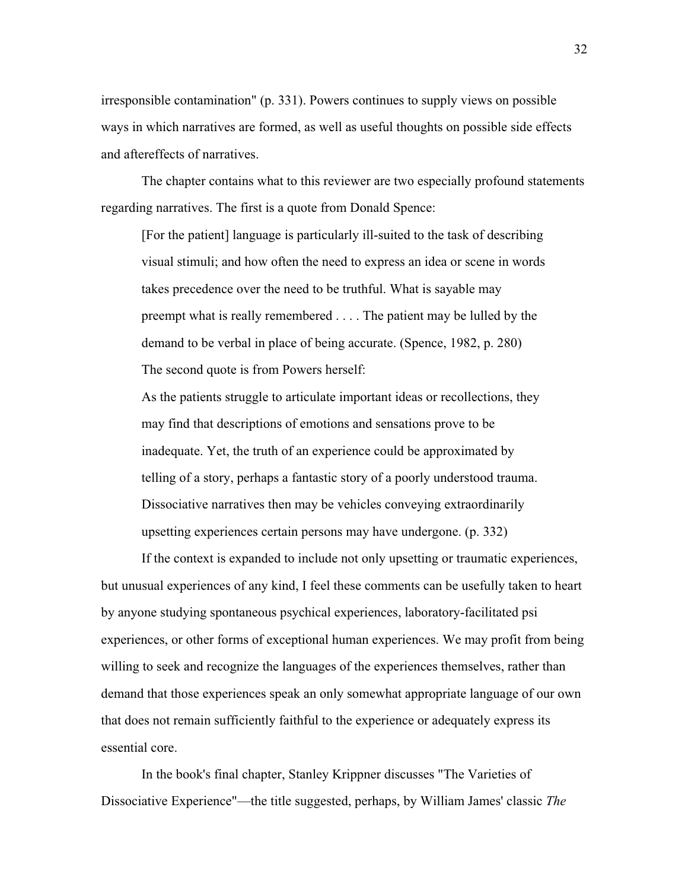irresponsible contamination" (p. 331). Powers continues to supply views on possible ways in which narratives are formed, as well as useful thoughts on possible side effects and aftereffects of narratives.

The chapter contains what to this reviewer are two especially profound statements regarding narratives. The first is a quote from Donald Spence:

> [For the patient] language is particularly ill-suited to the task of describing visual stimuli; and how often the need to express an idea or scene in words takes precedence over the need to be truthful. What is sayable may preempt what is really remembered . . . . The patient may be lulled by the demand to be verbal in place of being accurate. (Spence, 1982, p. 280)

The second quote is from Powers herself:

> As the patients struggle to articulate important ideas or recollections, they may find that descriptions of emotions and sensations prove to be inadequate. Yet, the truth of an experience could be approximated by telling of a story, perhaps a fantastic story of a poorly understood trauma. Dissociative narratives then may be vehicles conveying extraordinarily upsetting experiences certain persons may have undergone. (p. 332)

If the context is expanded to include not only upsetting or traumatic experiences, but unusual experiences of any kind, I feel these comments can be usefully taken to heart by anyone studying spontaneous psychical experiences, laboratory-facilitated psi experiences, or other forms of exceptional human experiences. We may profit from being willing to seek and recognize the languages of the experiences themselves, rather than demand that those experiences speak an only somewhat appropriate language of our own that does not remain sufficiently faithful to the experience or adequately express its essential core.

In the book's final chapter, Stanley Krippner discusses "The Varieties of Dissociative Experience"—the title suggested, perhaps, by William James' classic *The*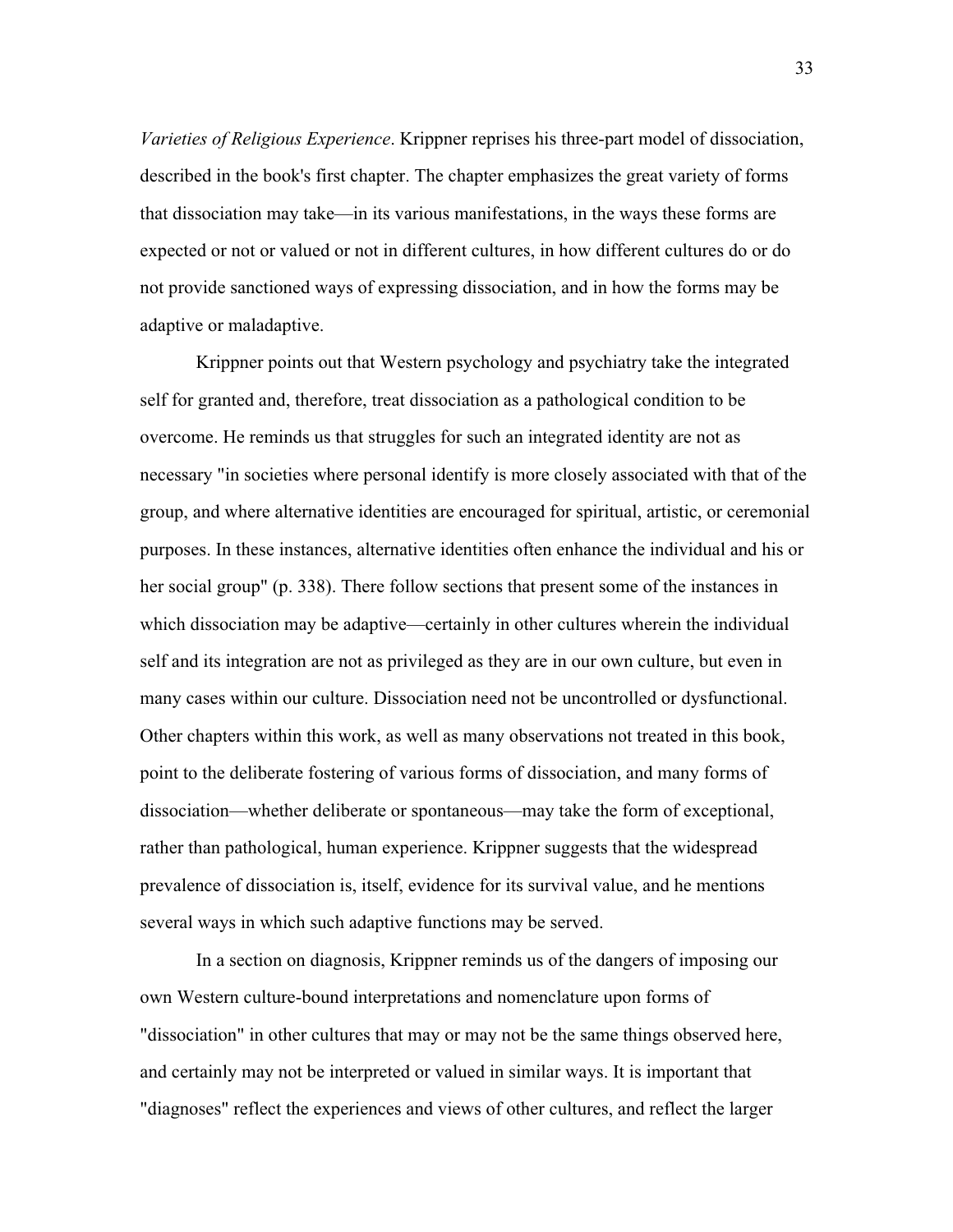*Varieties of Religious Experience*. Krippner reprises his three-part model of dissociation, described in the book's first chapter. The chapter emphasizes the great variety of forms that dissociation may take—in its various manifestations, in the ways these forms are expected or not or valued or not in different cultures, in how different cultures do or do not provide sanctioned ways of expressing dissociation, and in how the forms may be adaptive or maladaptive.

Krippner points out that Western psychology and psychiatry take the integrated self for granted and, therefore, treat dissociation as a pathological condition to be overcome. He reminds us that struggles for such an integrated identity are not as necessary "in societies where personal identify is more closely associated with that of the group, and where alternative identities are encouraged for spiritual, artistic, or ceremonial purposes. In these instances, alternative identities often enhance the individual and his or her social group" (p. 338). There follow sections that present some of the instances in which dissociation may be adaptive—certainly in other cultures wherein the individual self and its integration are not as privileged as they are in our own culture, but even in many cases within our culture. Dissociation need not be uncontrolled or dysfunctional. Other chapters within this work, as well as many observations not treated in this book, point to the deliberate fostering of various forms of dissociation, and many forms of dissociation—whether deliberate or spontaneous—may take the form of exceptional, rather than pathological, human experience. Krippner suggests that the widespread prevalence of dissociation is, itself, evidence for its survival value, and he mentions several ways in which such adaptive functions may be served.

In a section on diagnosis, Krippner reminds us of the dangers of imposing our own Western culture-bound interpretations and nomenclature upon forms of "dissociation" in other cultures that may or may not be the same things observed here, and certainly may not be interpreted or valued in similar ways. It is important that "diagnoses" reflect the experiences and views of other cultures, and reflect the larger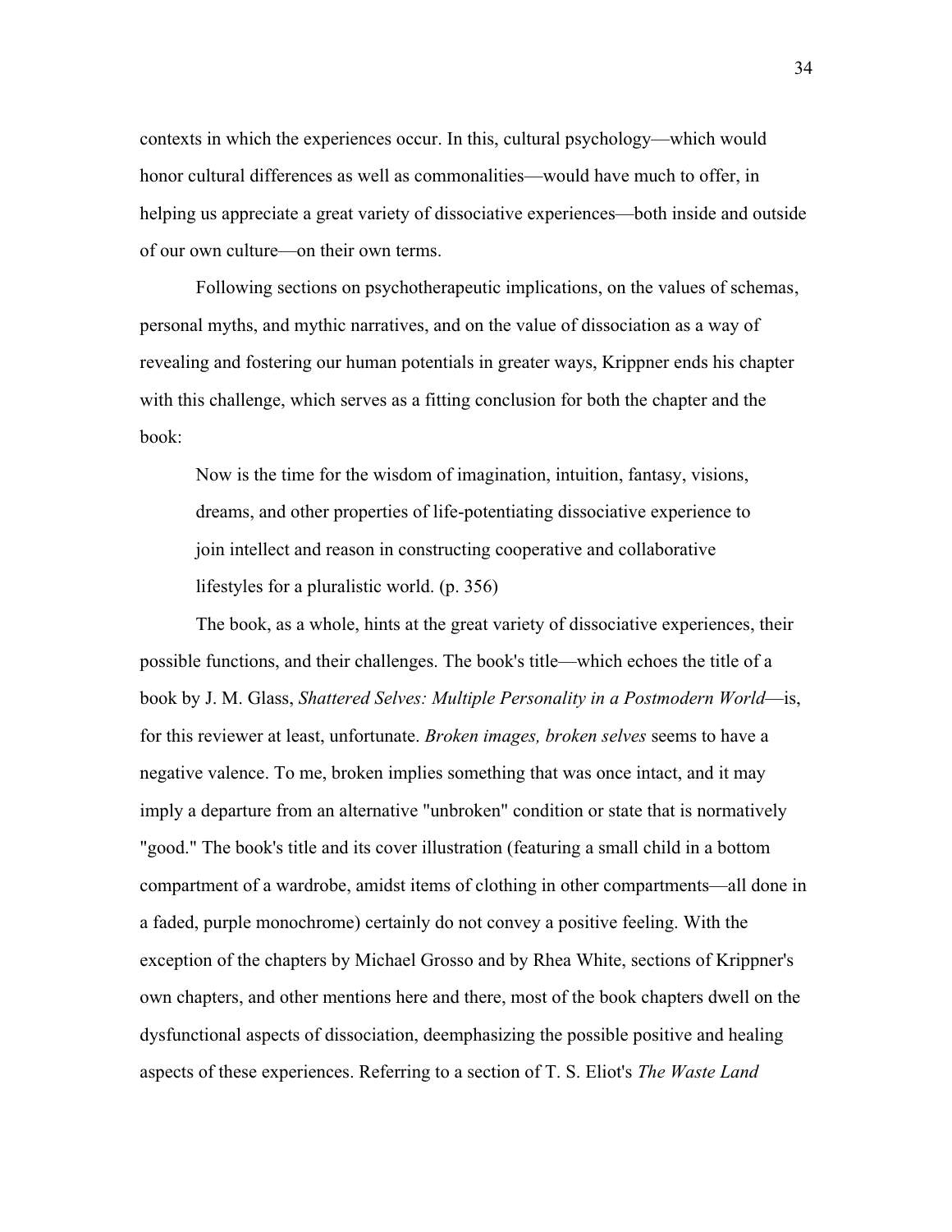contexts in which the experiences occur. In this, cultural psychology—which would honor cultural differences as well as commonalities—would have much to offer, in helping us appreciate a great variety of dissociative experiences—both inside and outside of our own culture—on their own terms.

Following sections on psychotherapeutic implications, on the values of schemas, personal myths, and mythic narratives, and on the value of dissociation as a way of revealing and fostering our human potentials in greater ways, Krippner ends his chapter with this challenge, which serves as a fitting conclusion for both the chapter and the book:

> Now is the time for the wisdom of imagination, intuition, fantasy, visions, dreams, and other properties of life-potentiating dissociative experience to join intellect and reason in constructing cooperative and collaborative lifestyles for a pluralistic world. (p. 356)

The book, as a whole, hints at the great variety of dissociative experiences, their possible functions, and their challenges. The book's title—which echoes the title of a book by J. M. Glass, *Shattered Selves: Multiple Personality in a Postmodern World*—is, for this reviewer at least, unfortunate. *Broken images, broken selves* seems to have a negative valence. To me, broken implies something that was once intact, and it may imply a departure from an alternative "unbroken" condition or state that is normatively "good." The book's title and its cover illustration (featuring a small child in a bottom compartment of a wardrobe, amidst items of clothing in other compartments—all done in a faded, purple monochrome) certainly do not convey a positive feeling. With the exception of the chapters by Michael Grosso and by Rhea White, sections of Krippner's own chapters, and other mentions here and there, most of the book chapters dwell on the dysfunctional aspects of dissociation, deemphasizing the possible positive and healing aspects of these experiences. Referring to a section of T. S. Eliot's *The Waste Land*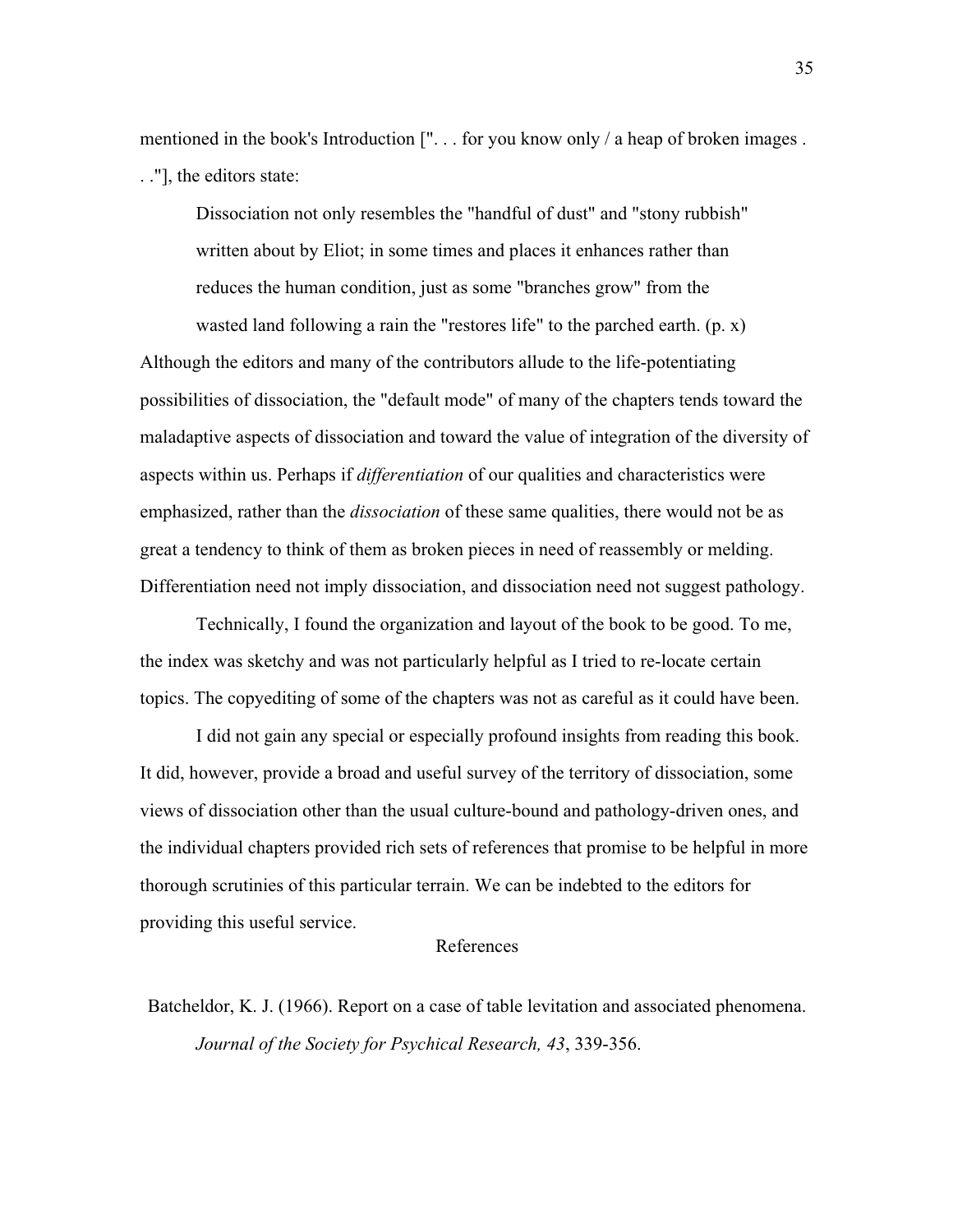mentioned in the book's Introduction [". . . for you know only / a heap of broken images . . ."], the editors state:

> Dissociation not only resembles the "handful of dust" and "stony rubbish" written about by Eliot; in some times and places it enhances rather than reduces the human condition, just as some "branches grow" from the wasted land following a rain the "restores life" to the parched earth. (p. x)

Although the editors and many of the contributors allude to the life-potentiating possibilities of dissociation, the "default mode" of many of the chapters tends toward the maladaptive aspects of dissociation and toward the value of integration of the diversity of aspects within us. Perhaps if *differentiation* of our qualities and characteristics were emphasized, rather than the *dissociation* of these same qualities, there would not be as great a tendency to think of them as broken pieces in need of reassembly or melding. Differentiation need not imply dissociation, and dissociation need not suggest pathology.

Technically, I found the organization and layout of the book to be good. To me, the index was sketchy and was not particularly helpful as I tried to re-locate certain topics. The copyediting of some of the chapters was not as careful as it could have been.

I did not gain any special or especially profound insights from reading this book. It did, however, provide a broad and useful survey of the territory of dissociation, some views of dissociation other than the usual culture-bound and pathology-driven ones, and the individual chapters provided rich sets of references that promise to be helpful in more thorough scrutinies of this particular terrain. We can be indebted to the editors for providing this useful service.

## References

Batcheldor, K. J. (1966). Report on a case of table levitation and associated phenomena. *Journal of the Society for Psychical Research, 43*, 339-356.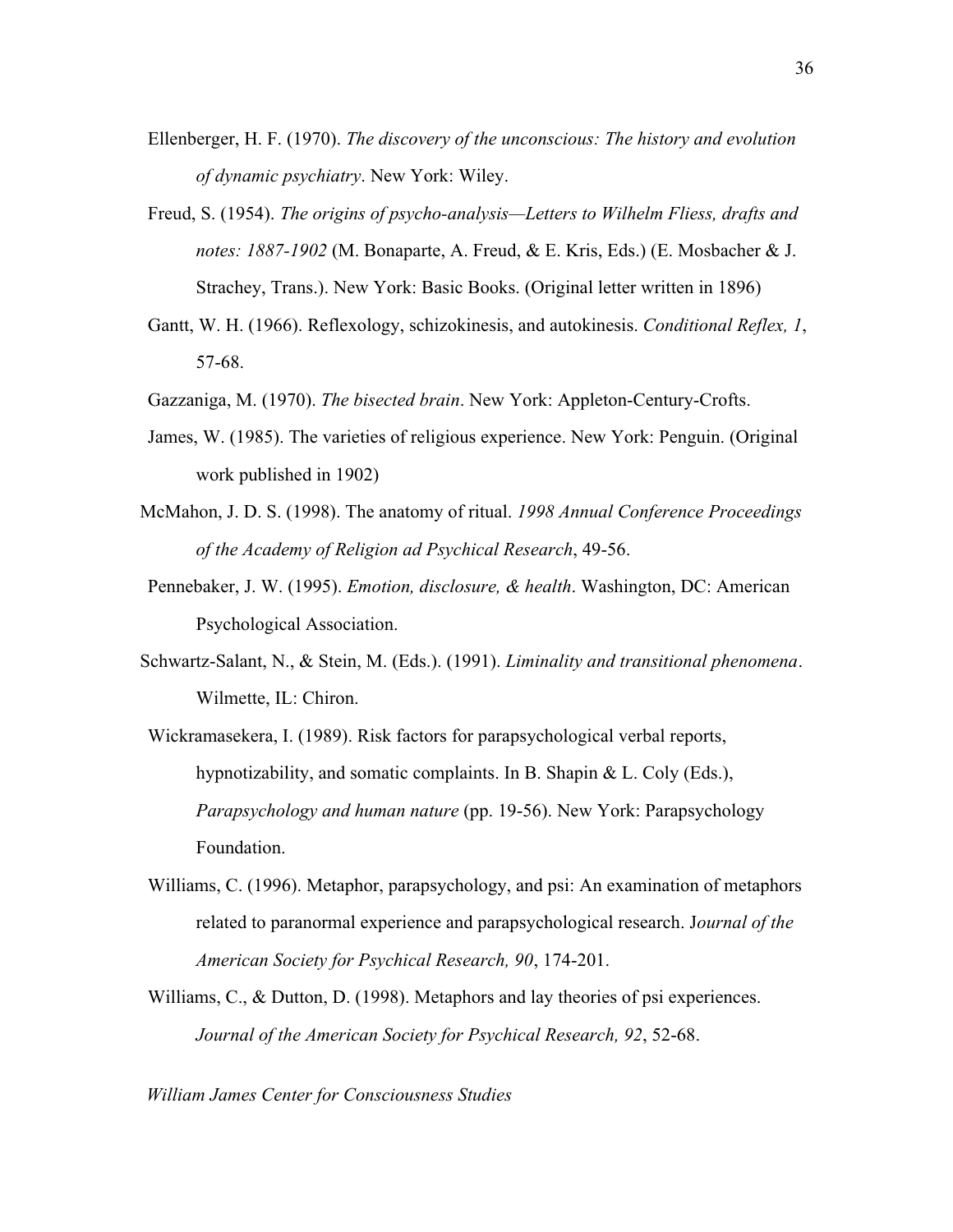Ellenberger, H. F. (1970). *The discovery of the unconscious: The history and evolution of dynamic psychiatry*. New York: Wiley.

Freud, S. (1954). *The origins of psycho-analysis—Letters to Wilhelm Fliess, drafts and notes: 1887-1902* (M. Bonaparte, A. Freud, & E. Kris, Eds.) (E. Mosbacher & J. Strachey, Trans.). New York: Basic Books. (Original letter written in 1896)

Gantt, W. H. (1966). Reflexology, schizokinesis, and autokinesis. *Conditional Reflex, 1*, 57-68.

Gazzaniga, M. (1970). *The bisected brain*. New York: Appleton-Century-Crofts.

James, W. (1985). The varieties of religious experience. New York: Penguin. (Original work published in 1902)

McMahon, J. D. S. (1998). The anatomy of ritual. *1998 Annual Conference Proceedings of the Academy of Religion ad Psychical Research*, 49-56.

Pennebaker, J. W. (1995). *Emotion, disclosure, & health*. Washington, DC: American Psychological Association.

Schwartz-Salant, N., & Stein, M. (Eds.). (1991). *Liminality and transitional phenomena*. Wilmette, IL: Chiron.

Wickramasekera, I. (1989). Risk factors for parapsychological verbal reports, hypnotizability, and somatic complaints. In B. Shapin & L. Coly (Eds.), *Parapsychology and human nature* (pp. 19-56). New York: Parapsychology Foundation.

Williams, C. (1996). Metaphor, parapsychology, and psi: An examination of metaphors related to paranormal experience and parapsychological research. J*ournal of the American Society for Psychical Research, 90*, 174-201.

Williams, C., & Dutton, D. (1998). Metaphors and lay theories of psi experiences. *Journal of the American Society for Psychical Research, 92*, 52-68.

*William James Center for Consciousness Studies*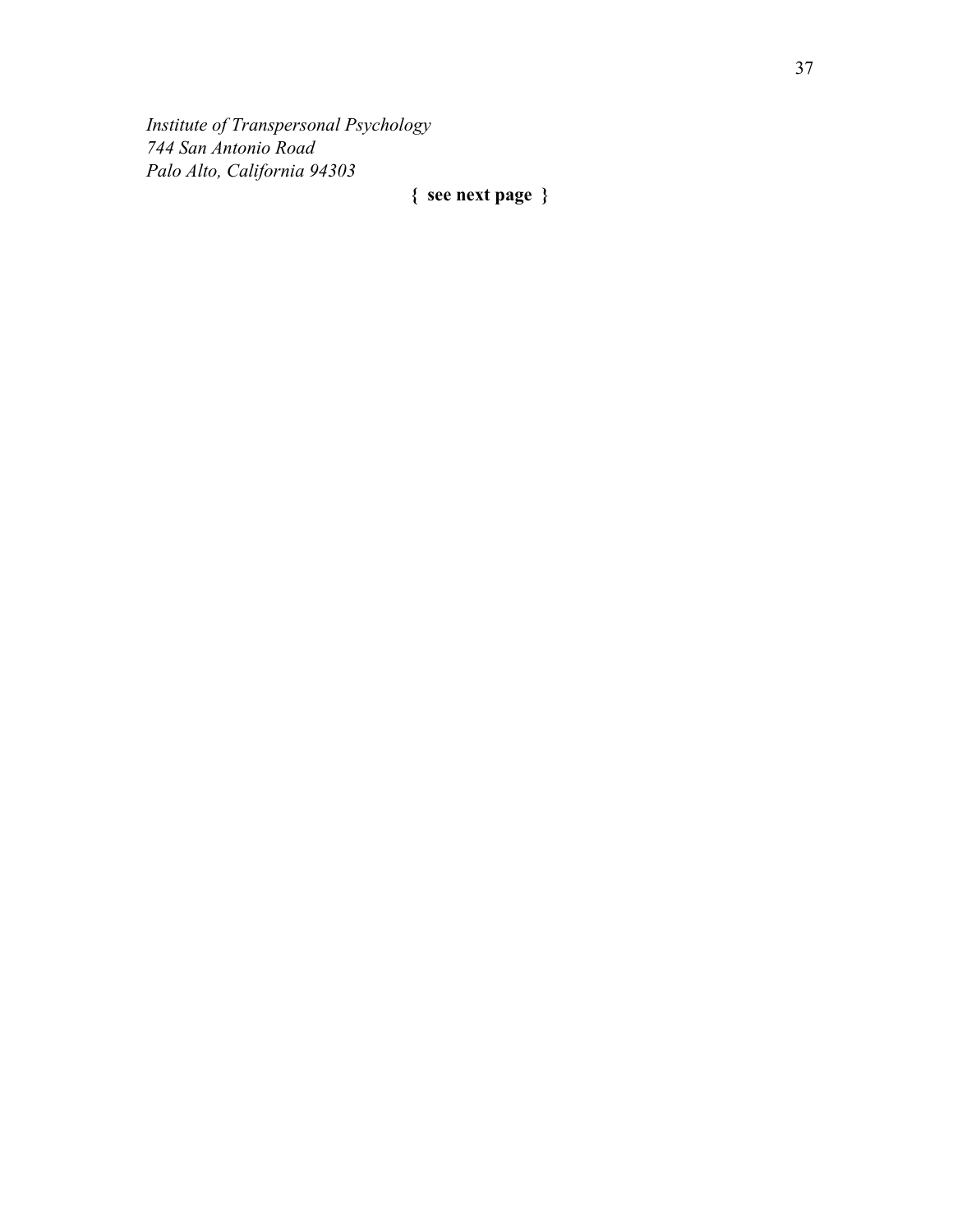*Institute of Transpersonal Psychology*  
*744 San Antonio Road*  
*Palo Alto, California 94303*

**{ see next page }**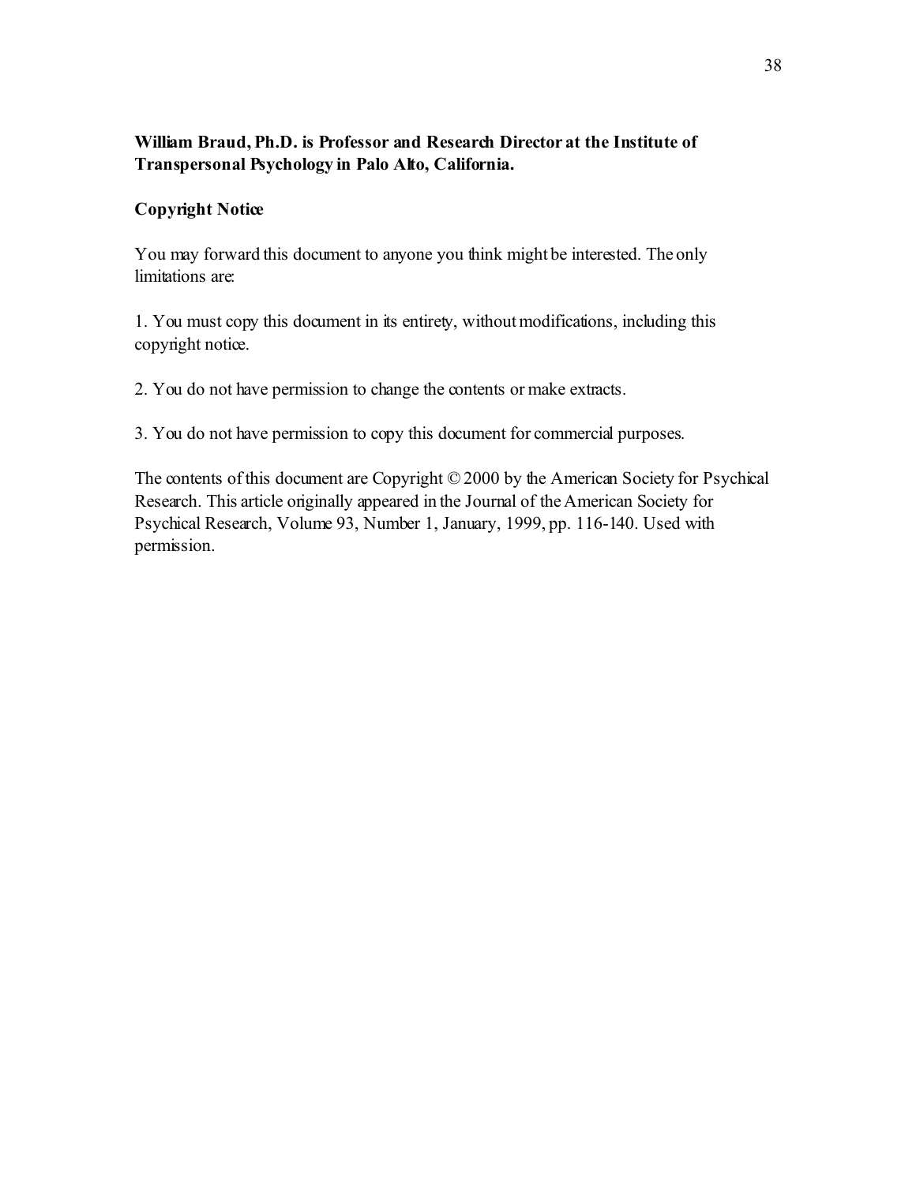**William Braud, Ph.D. is Professor and Research Director at the Institute of Transpersonal Psychology in Palo Alto, California.**

**Copyright Notice**

You may forward this document to anyone you think might be interested. The only limitations are:

1. You must copy this document in its entirety, without modifications, including this copyright notice.

2. You do not have permission to change the contents or make extracts.

3. You do not have permission to copy this document for commercial purposes.

The contents of this document are Copyright © 2000 by the American Society for Psychical Research. This article originally appeared in the Journal of the American Society for Psychical Research, Volume 93, Number 1, January, 1999, pp. 116-140. Used with permission.